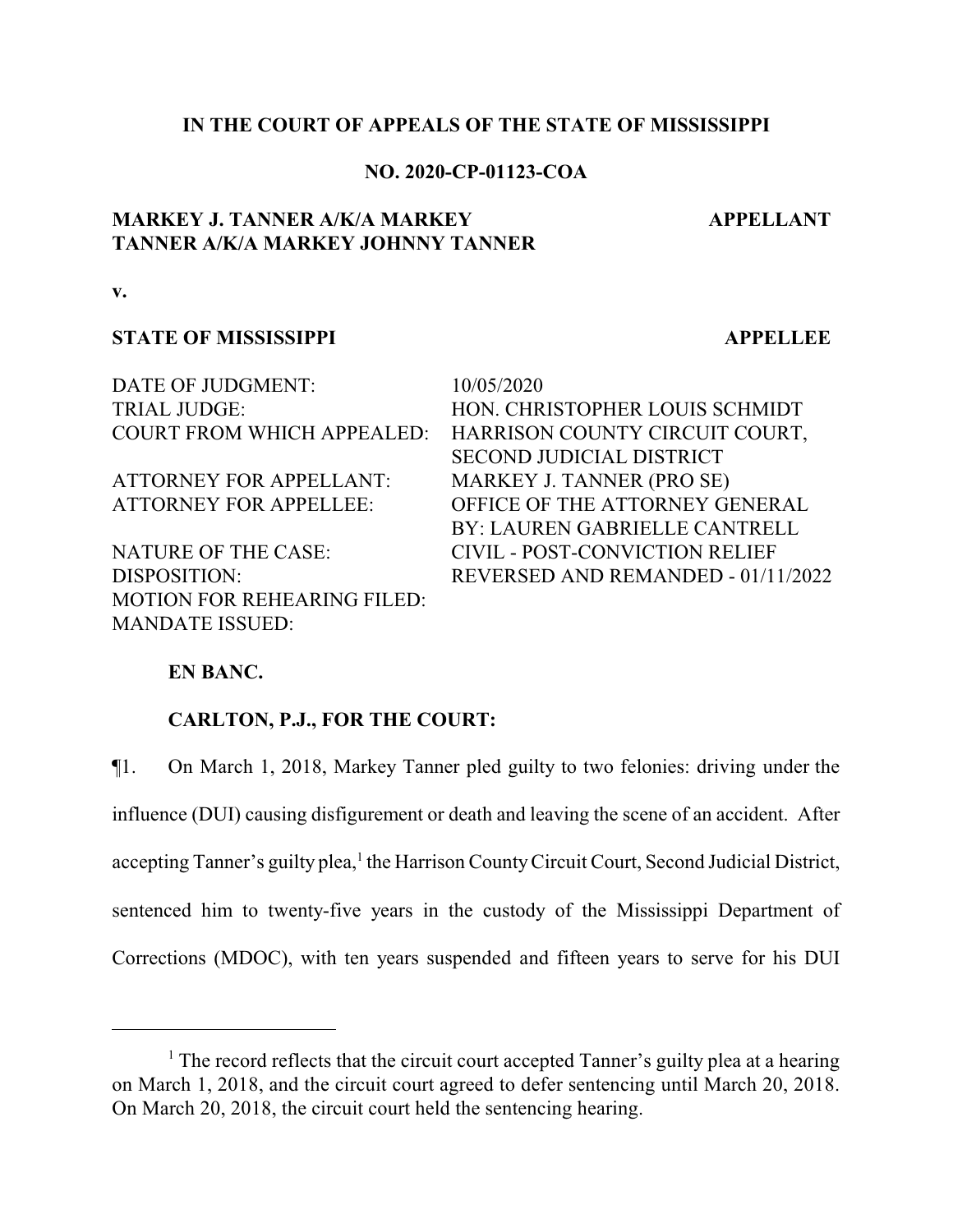**IN THE COURT OF APPEALS OF THE STATE OF MISSISSIPPI**

**NO. 2020-CP-01123-COA**

**MARKEY J. TANNER A/K/A MARKEY TANNER A/K/A MARKEY JOHNNY TANNER** — **APPELLANT**

**v.**

**STATE OF MISSISSIPPI** — **APPELLEE**

| | |
|---|---|
| DATE OF JUDGMENT: | 10/05/2020 |
| TRIAL JUDGE: | HON. CHRISTOPHER LOUIS SCHMIDT |
| COURT FROM WHICH APPEALED: | HARRISON COUNTY CIRCUIT COURT, SECOND JUDICIAL DISTRICT |
| ATTORNEY FOR APPELLANT: | MARKEY J. TANNER (PRO SE) |
| ATTORNEY FOR APPELLEE: | OFFICE OF THE ATTORNEY GENERAL BY: LAUREN GABRIELLE CANTRELL |
| NATURE OF THE CASE: | CIVIL - POST-CONVICTION RELIEF |
| DISPOSITION: | REVERSED AND REMANDED - 01/11/2022 |
| MOTION FOR REHEARING FILED: | |
| MANDATE ISSUED: | |

**EN BANC.**

**CARLTON, P.J., FOR THE COURT:**

¶1. On March 1, 2018, Markey Tanner pled guilty to two felonies: driving under the influence (DUI) causing disfigurement or death and leaving the scene of an accident. After accepting Tanner's guilty plea,[1] the Harrison County Circuit Court, Second Judicial District, sentenced him to twenty-five years in the custody of the Mississippi Department of Corrections (MDOC), with ten years suspended and fifteen years to serve for his DUI

[1] The record reflects that the circuit court accepted Tanner's guilty plea at a hearing on March 1, 2018, and the circuit court agreed to defer sentencing until March 20, 2018. On March 20, 2018, the circuit court held the sentencing hearing.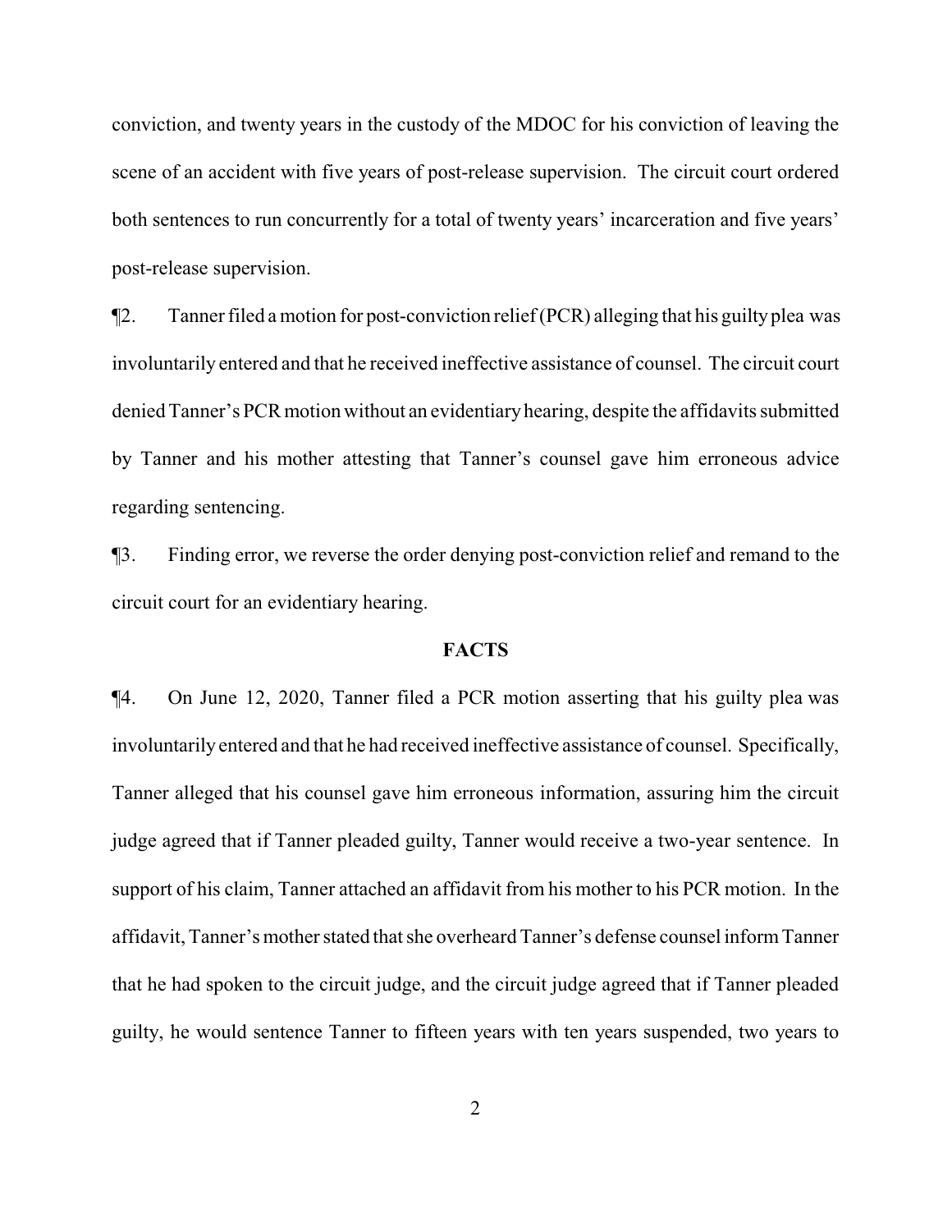conviction, and twenty years in the custody of the MDOC for his conviction of leaving the scene of an accident with five years of post-release supervision. The circuit court ordered both sentences to run concurrently for a total of twenty years' incarceration and five years' post-release supervision.

¶2. Tanner filed a motion for post-conviction relief (PCR) alleging that his guilty plea was involuntarily entered and that he received ineffective assistance of counsel. The circuit court denied Tanner's PCR motion without an evidentiary hearing, despite the affidavits submitted by Tanner and his mother attesting that Tanner's counsel gave him erroneous advice regarding sentencing.

¶3. Finding error, we reverse the order denying post-conviction relief and remand to the circuit court for an evidentiary hearing.

## FACTS

¶4. On June 12, 2020, Tanner filed a PCR motion asserting that his guilty plea was involuntarily entered and that he had received ineffective assistance of counsel. Specifically, Tanner alleged that his counsel gave him erroneous information, assuring him the circuit judge agreed that if Tanner pleaded guilty, Tanner would receive a two-year sentence. In support of his claim, Tanner attached an affidavit from his mother to his PCR motion. In the affidavit, Tanner's mother stated that she overheard Tanner's defense counsel inform Tanner that he had spoken to the circuit judge, and the circuit judge agreed that if Tanner pleaded guilty, he would sentence Tanner to fifteen years with ten years suspended, two years to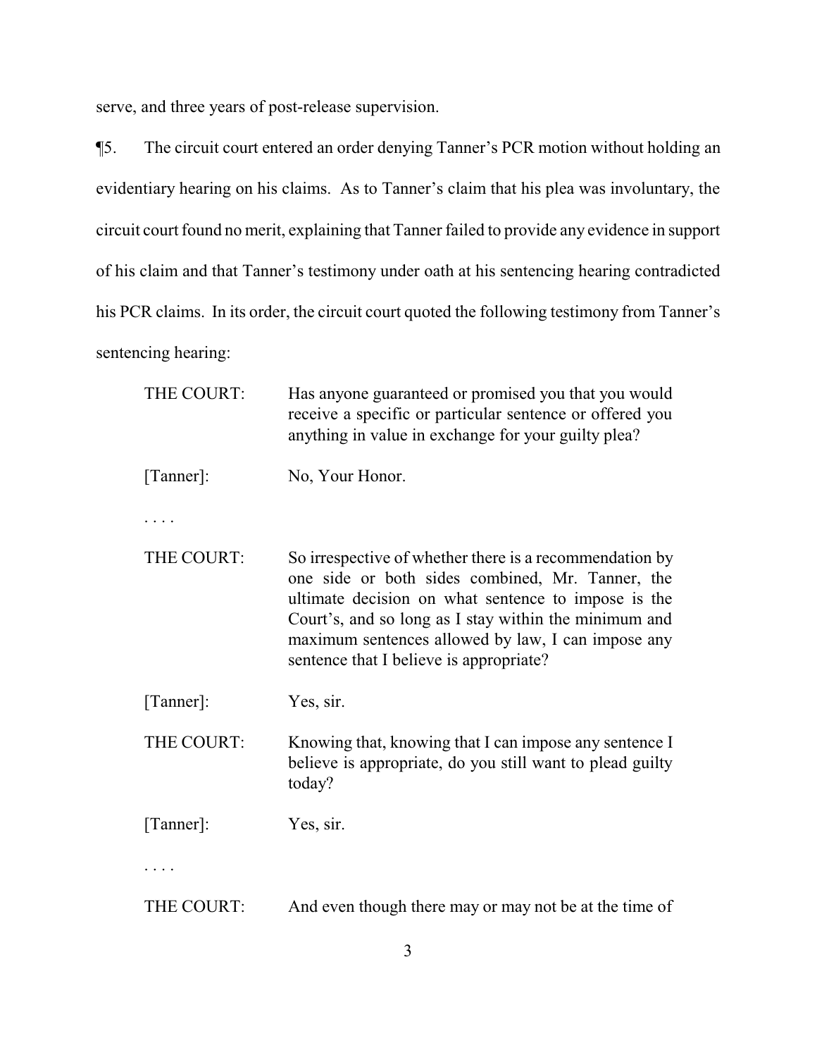serve, and three years of post-release supervision.

¶5. The circuit court entered an order denying Tanner's PCR motion without holding an evidentiary hearing on his claims. As to Tanner's claim that his plea was involuntary, the circuit court found no merit, explaining that Tanner failed to provide any evidence in support of his claim and that Tanner's testimony under oath at his sentencing hearing contradicted his PCR claims. In its order, the circuit court quoted the following testimony from Tanner's sentencing hearing:

> THE COURT: Has anyone guaranteed or promised you that you would receive a specific or particular sentence or offered you anything in value in exchange for your guilty plea?
>
> [Tanner]: No, Your Honor.
>
> . . . .
>
> THE COURT: So irrespective of whether there is a recommendation by one side or both sides combined, Mr. Tanner, the ultimate decision on what sentence to impose is the Court's, and so long as I stay within the minimum and maximum sentences allowed by law, I can impose any sentence that I believe is appropriate?
>
> [Tanner]: Yes, sir.
>
> THE COURT: Knowing that, knowing that I can impose any sentence I believe is appropriate, do you still want to plead guilty today?
>
> [Tanner]: Yes, sir.
>
> . . . .
>
> THE COURT: And even though there may or may not be at the time of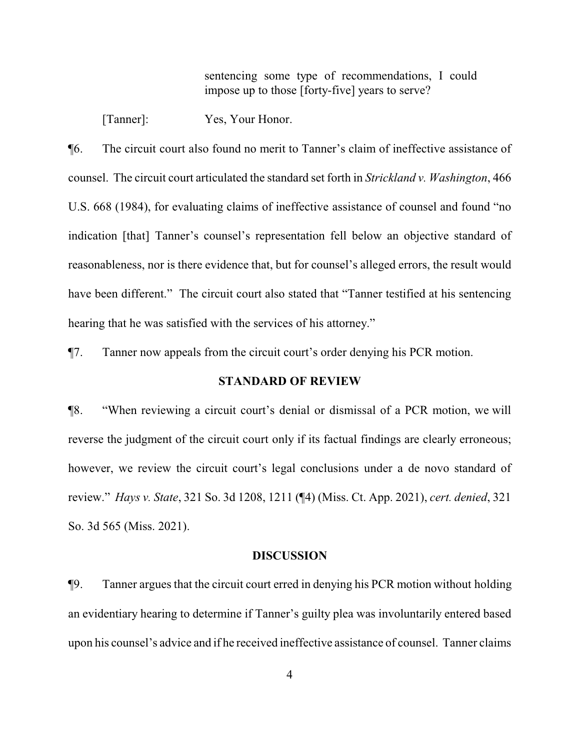sentencing some type of recommendations, I could impose up to those [forty-five] years to serve?

[Tanner]: Yes, Your Honor.

¶6. The circuit court also found no merit to Tanner's claim of ineffective assistance of counsel. The circuit court articulated the standard set forth in *Strickland v. Washington*, 466 U.S. 668 (1984), for evaluating claims of ineffective assistance of counsel and found "no indication [that] Tanner's counsel's representation fell below an objective standard of reasonableness, nor is there evidence that, but for counsel's alleged errors, the result would have been different." The circuit court also stated that "Tanner testified at his sentencing hearing that he was satisfied with the services of his attorney."

¶7. Tanner now appeals from the circuit court's order denying his PCR motion.

## STANDARD OF REVIEW

¶8. "When reviewing a circuit court's denial or dismissal of a PCR motion, we will reverse the judgment of the circuit court only if its factual findings are clearly erroneous; however, we review the circuit court's legal conclusions under a de novo standard of review." *Hays v. State*, 321 So. 3d 1208, 1211 (¶4) (Miss. Ct. App. 2021), *cert. denied*, 321 So. 3d 565 (Miss. 2021).

## DISCUSSION

¶9. Tanner argues that the circuit court erred in denying his PCR motion without holding an evidentiary hearing to determine if Tanner's guilty plea was involuntarily entered based upon his counsel's advice and if he received ineffective assistance of counsel. Tanner claims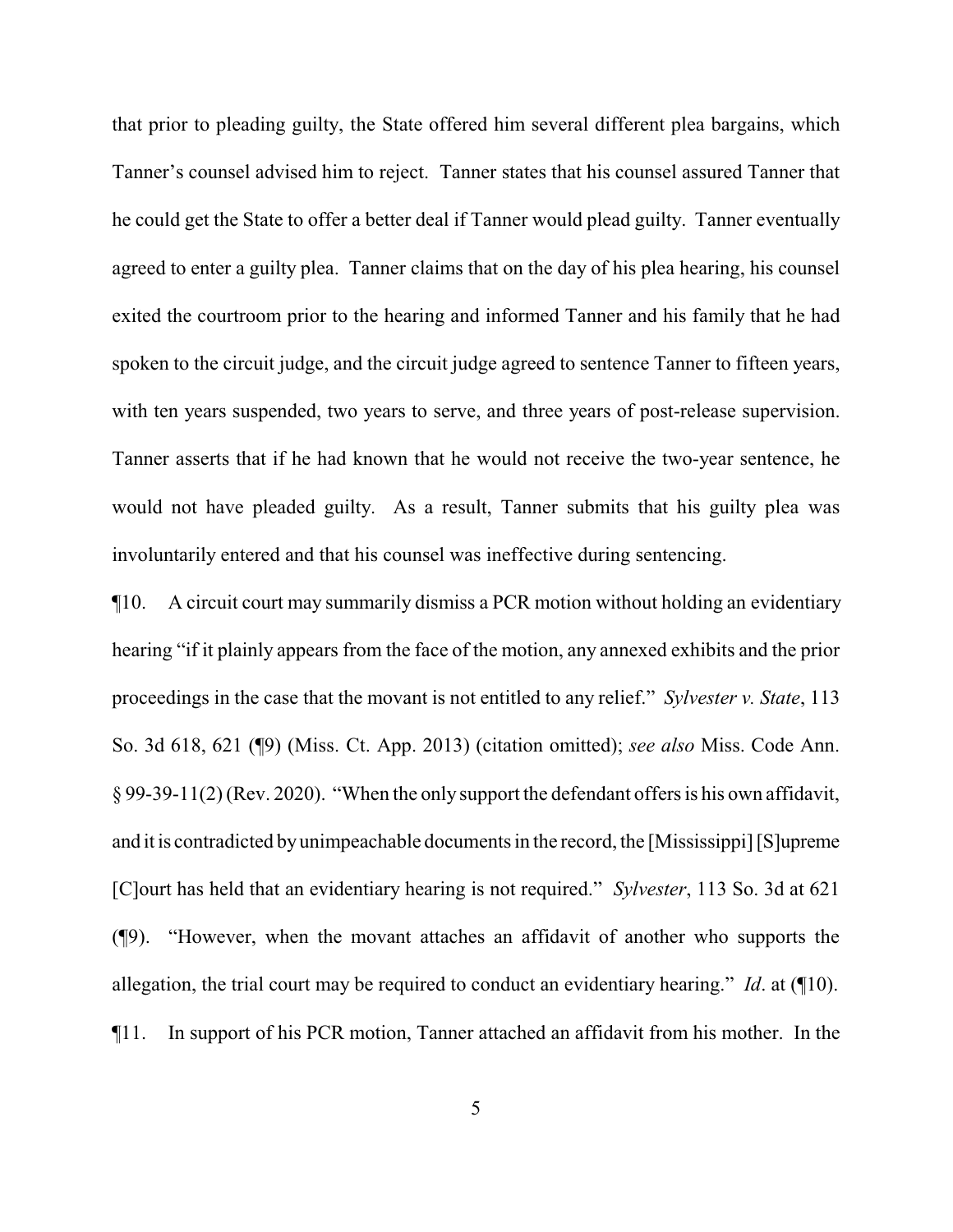that prior to pleading guilty, the State offered him several different plea bargains, which Tanner's counsel advised him to reject. Tanner states that his counsel assured Tanner that he could get the State to offer a better deal if Tanner would plead guilty. Tanner eventually agreed to enter a guilty plea. Tanner claims that on the day of his plea hearing, his counsel exited the courtroom prior to the hearing and informed Tanner and his family that he had spoken to the circuit judge, and the circuit judge agreed to sentence Tanner to fifteen years, with ten years suspended, two years to serve, and three years of post-release supervision. Tanner asserts that if he had known that he would not receive the two-year sentence, he would not have pleaded guilty. As a result, Tanner submits that his guilty plea was involuntarily entered and that his counsel was ineffective during sentencing.

¶10. A circuit court may summarily dismiss a PCR motion without holding an evidentiary hearing "if it plainly appears from the face of the motion, any annexed exhibits and the prior proceedings in the case that the movant is not entitled to any relief." *Sylvester v. State*, 113 So. 3d 618, 621 (¶9) (Miss. Ct. App. 2013) (citation omitted); *see also* Miss. Code Ann. § 99-39-11(2) (Rev. 2020). "When the only support the defendant offers is his own affidavit, and it is contradicted by unimpeachable documents in the record, the [Mississippi] [S]upreme [C]ourt has held that an evidentiary hearing is not required." *Sylvester*, 113 So. 3d at 621 (¶9). "However, when the movant attaches an affidavit of another who supports the allegation, the trial court may be required to conduct an evidentiary hearing." *Id*. at (¶10).

¶11. In support of his PCR motion, Tanner attached an affidavit from his mother. In the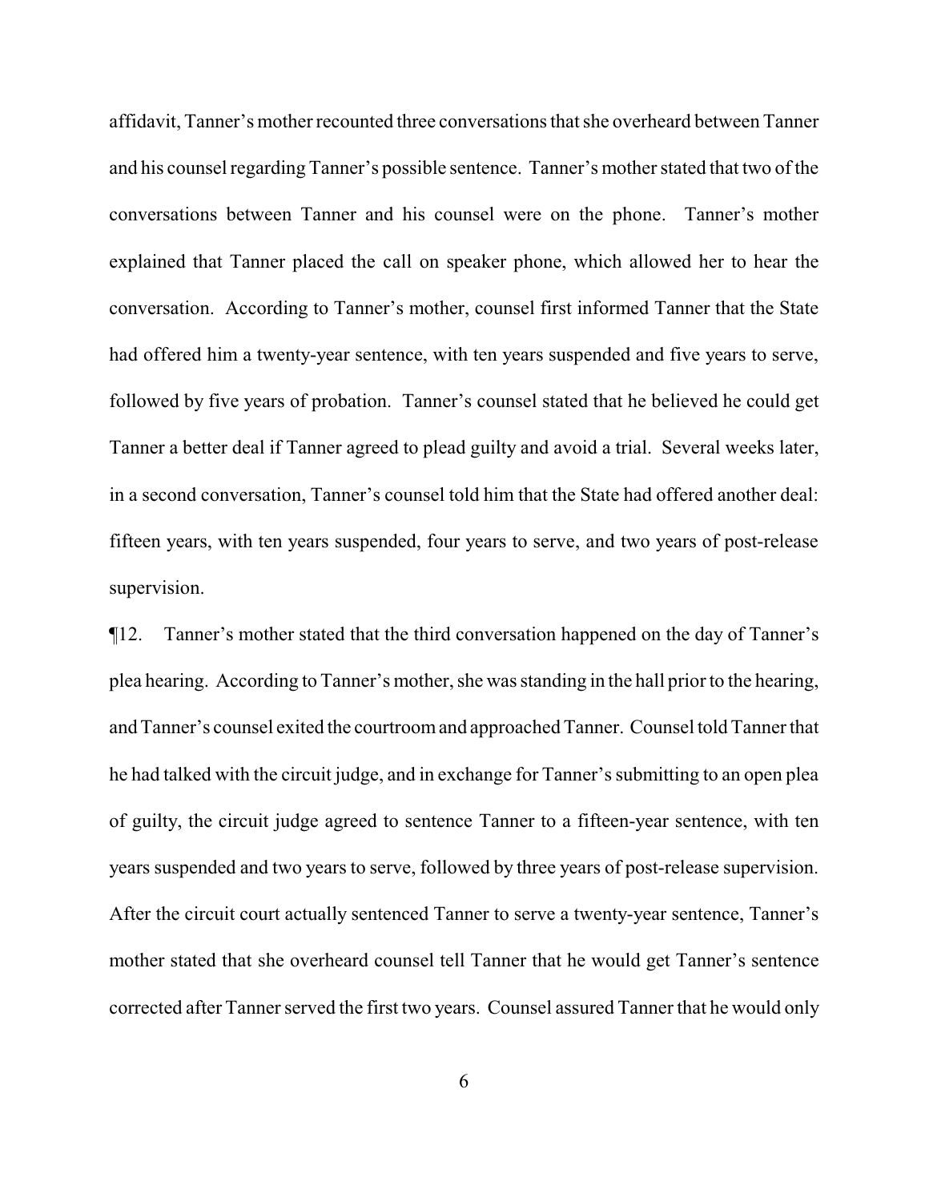affidavit, Tanner's mother recounted three conversations that she overheard between Tanner and his counsel regarding Tanner's possible sentence. Tanner's mother stated that two of the conversations between Tanner and his counsel were on the phone. Tanner's mother explained that Tanner placed the call on speaker phone, which allowed her to hear the conversation. According to Tanner's mother, counsel first informed Tanner that the State had offered him a twenty-year sentence, with ten years suspended and five years to serve, followed by five years of probation. Tanner's counsel stated that he believed he could get Tanner a better deal if Tanner agreed to plead guilty and avoid a trial. Several weeks later, in a second conversation, Tanner's counsel told him that the State had offered another deal: fifteen years, with ten years suspended, four years to serve, and two years of post-release supervision.

¶12. Tanner's mother stated that the third conversation happened on the day of Tanner's plea hearing. According to Tanner's mother, she was standing in the hall prior to the hearing, and Tanner's counsel exited the courtroom and approached Tanner. Counsel told Tanner that he had talked with the circuit judge, and in exchange for Tanner's submitting to an open plea of guilty, the circuit judge agreed to sentence Tanner to a fifteen-year sentence, with ten years suspended and two years to serve, followed by three years of post-release supervision. After the circuit court actually sentenced Tanner to serve a twenty-year sentence, Tanner's mother stated that she overheard counsel tell Tanner that he would get Tanner's sentence corrected after Tanner served the first two years. Counsel assured Tanner that he would only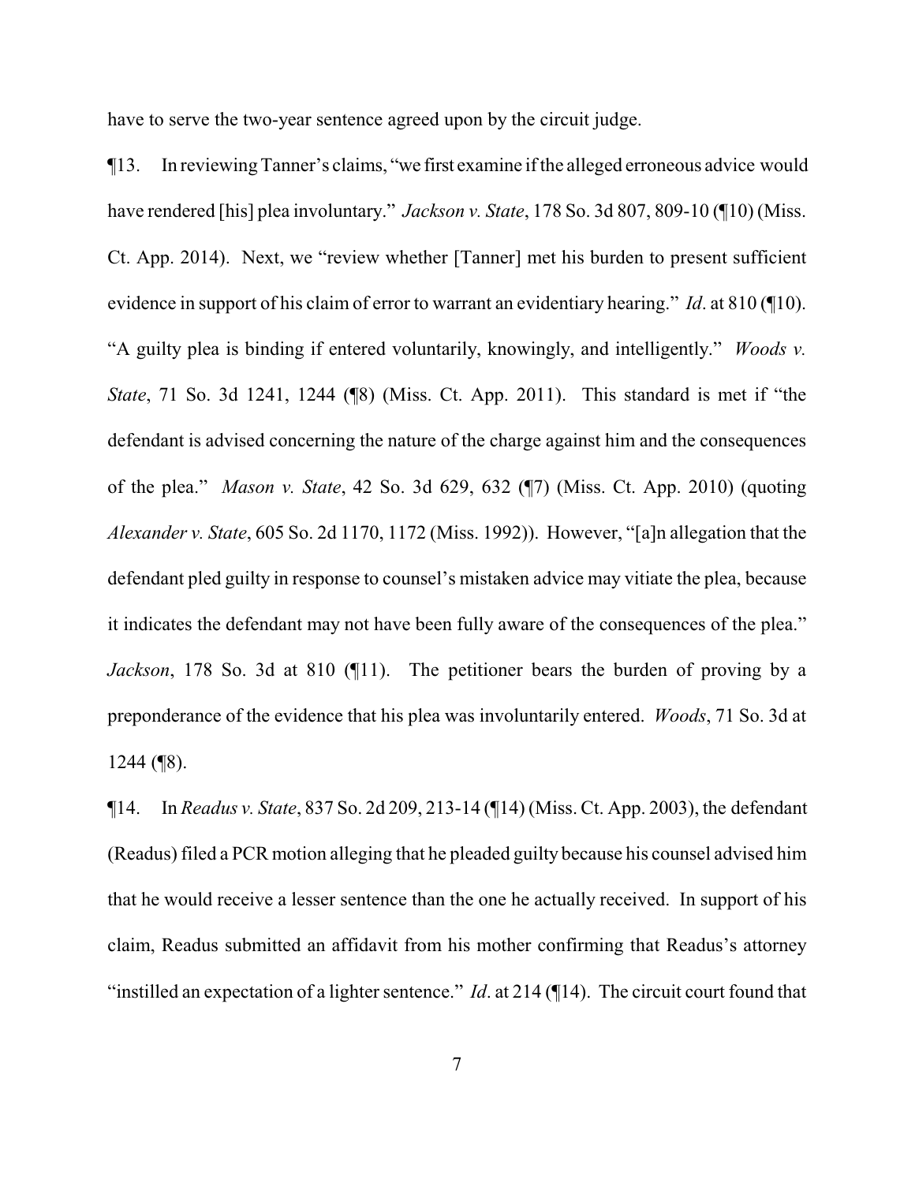have to serve the two-year sentence agreed upon by the circuit judge.

¶13. In reviewing Tanner's claims, "we first examine if the alleged erroneous advice would have rendered [his] plea involuntary." *Jackson v. State*, 178 So. 3d 807, 809-10 (¶10) (Miss. Ct. App. 2014). Next, we "review whether [Tanner] met his burden to present sufficient evidence in support of his claim of error to warrant an evidentiary hearing." *Id*. at 810 (¶10). "A guilty plea is binding if entered voluntarily, knowingly, and intelligently." *Woods v. State*, 71 So. 3d 1241, 1244 (¶8) (Miss. Ct. App. 2011). This standard is met if "the defendant is advised concerning the nature of the charge against him and the consequences of the plea." *Mason v. State*, 42 So. 3d 629, 632 (¶7) (Miss. Ct. App. 2010) (quoting *Alexander v. State*, 605 So. 2d 1170, 1172 (Miss. 1992)). However, "[a]n allegation that the defendant pled guilty in response to counsel's mistaken advice may vitiate the plea, because it indicates the defendant may not have been fully aware of the consequences of the plea." *Jackson*, 178 So. 3d at 810 (¶11). The petitioner bears the burden of proving by a preponderance of the evidence that his plea was involuntarily entered. *Woods*, 71 So. 3d at 1244 (¶8).

¶14. In *Readus v. State*, 837 So. 2d 209, 213-14 (¶14) (Miss. Ct. App. 2003), the defendant (Readus) filed a PCR motion alleging that he pleaded guilty because his counsel advised him that he would receive a lesser sentence than the one he actually received. In support of his claim, Readus submitted an affidavit from his mother confirming that Readus's attorney "instilled an expectation of a lighter sentence." *Id*. at 214 (¶14). The circuit court found that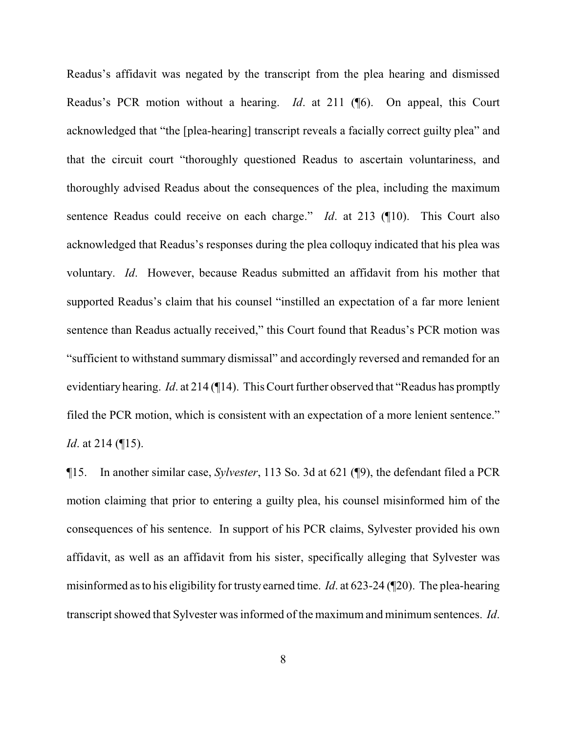Readus's affidavit was negated by the transcript from the plea hearing and dismissed Readus's PCR motion without a hearing. *Id*. at 211 (¶6). On appeal, this Court acknowledged that "the [plea-hearing] transcript reveals a facially correct guilty plea" and that the circuit court "thoroughly questioned Readus to ascertain voluntariness, and thoroughly advised Readus about the consequences of the plea, including the maximum sentence Readus could receive on each charge." *Id*. at 213 (¶10). This Court also acknowledged that Readus's responses during the plea colloquy indicated that his plea was voluntary. *Id*. However, because Readus submitted an affidavit from his mother that supported Readus's claim that his counsel "instilled an expectation of a far more lenient sentence than Readus actually received," this Court found that Readus's PCR motion was "sufficient to withstand summary dismissal" and accordingly reversed and remanded for an evidentiary hearing. *Id*. at 214 (¶14). This Court further observed that "Readus has promptly filed the PCR motion, which is consistent with an expectation of a more lenient sentence." *Id*. at 214 (¶15).

¶15. In another similar case, *Sylvester*, 113 So. 3d at 621 (¶9), the defendant filed a PCR motion claiming that prior to entering a guilty plea, his counsel misinformed him of the consequences of his sentence. In support of his PCR claims, Sylvester provided his own affidavit, as well as an affidavit from his sister, specifically alleging that Sylvester was misinformed as to his eligibility for trusty earned time. *Id*. at 623-24 (¶20). The plea-hearing transcript showed that Sylvester was informed of the maximum and minimum sentences. *Id*.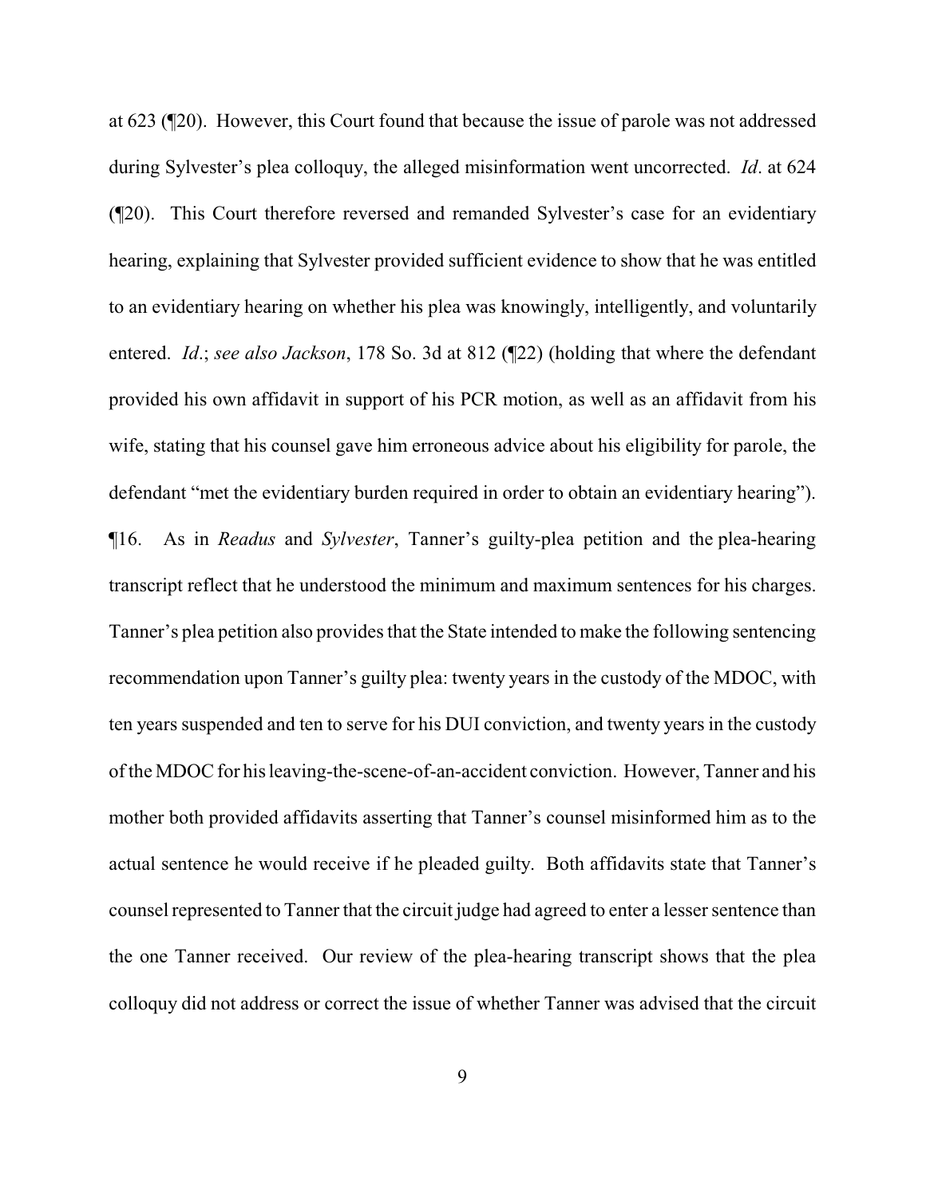at 623 (¶20). However, this Court found that because the issue of parole was not addressed during Sylvester's plea colloquy, the alleged misinformation went uncorrected. *Id*. at 624 (¶20). This Court therefore reversed and remanded Sylvester's case for an evidentiary hearing, explaining that Sylvester provided sufficient evidence to show that he was entitled to an evidentiary hearing on whether his plea was knowingly, intelligently, and voluntarily entered. *Id*.; *see also Jackson*, 178 So. 3d at 812 (¶22) (holding that where the defendant provided his own affidavit in support of his PCR motion, as well as an affidavit from his wife, stating that his counsel gave him erroneous advice about his eligibility for parole, the defendant "met the evidentiary burden required in order to obtain an evidentiary hearing").

¶16. As in *Readus* and *Sylvester*, Tanner's guilty-plea petition and the plea-hearing transcript reflect that he understood the minimum and maximum sentences for his charges. Tanner's plea petition also provides that the State intended to make the following sentencing recommendation upon Tanner's guilty plea: twenty years in the custody of the MDOC, with ten years suspended and ten to serve for his DUI conviction, and twenty years in the custody of the MDOC for his leaving-the-scene-of-an-accident conviction. However, Tanner and his mother both provided affidavits asserting that Tanner's counsel misinformed him as to the actual sentence he would receive if he pleaded guilty. Both affidavits state that Tanner's counsel represented to Tanner that the circuit judge had agreed to enter a lesser sentence than the one Tanner received. Our review of the plea-hearing transcript shows that the plea colloquy did not address or correct the issue of whether Tanner was advised that the circuit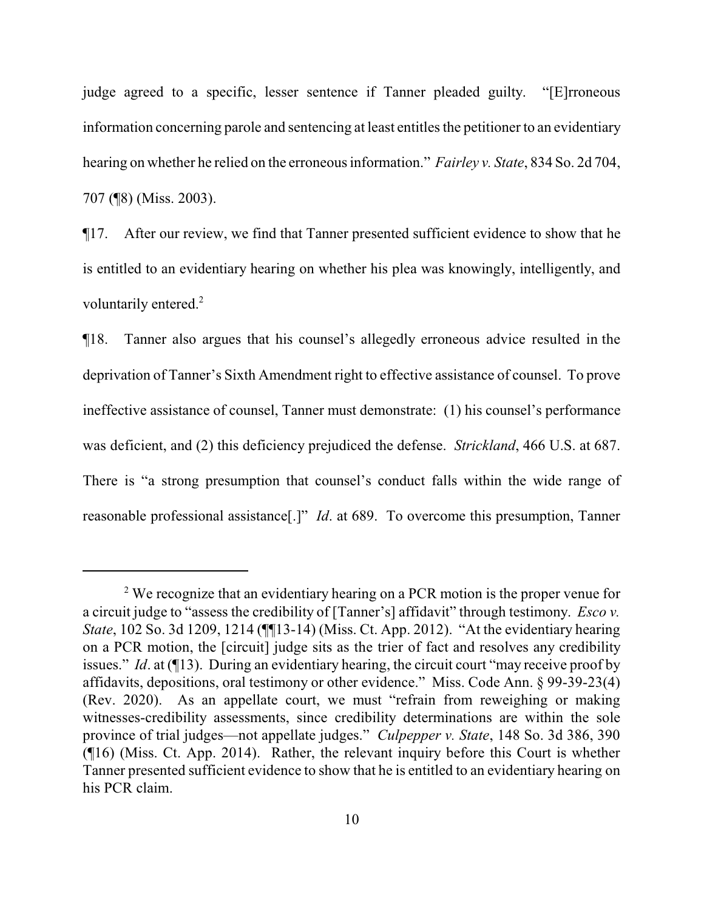judge agreed to a specific, lesser sentence if Tanner pleaded guilty. "[E]rroneous information concerning parole and sentencing at least entitles the petitioner to an evidentiary hearing on whether he relied on the erroneous information." *Fairley v. State*, 834 So. 2d 704, 707 (¶8) (Miss. 2003).

¶17. After our review, we find that Tanner presented sufficient evidence to show that he is entitled to an evidentiary hearing on whether his plea was knowingly, intelligently, and voluntarily entered.[2]

¶18. Tanner also argues that his counsel's allegedly erroneous advice resulted in the deprivation of Tanner's Sixth Amendment right to effective assistance of counsel. To prove ineffective assistance of counsel, Tanner must demonstrate: (1) his counsel's performance was deficient, and (2) this deficiency prejudiced the defense. *Strickland*, 466 U.S. at 687. There is "a strong presumption that counsel's conduct falls within the wide range of reasonable professional assistance[.]" *Id*. at 689. To overcome this presumption, Tanner

---

[2] We recognize that an evidentiary hearing on a PCR motion is the proper venue for a circuit judge to "assess the credibility of [Tanner's] affidavit" through testimony. *Esco v. State*, 102 So. 3d 1209, 1214 (¶¶13-14) (Miss. Ct. App. 2012). "At the evidentiary hearing on a PCR motion, the [circuit] judge sits as the trier of fact and resolves any credibility issues." *Id*. at (¶13). During an evidentiary hearing, the circuit court "may receive proof by affidavits, depositions, oral testimony or other evidence." Miss. Code Ann. § 99-39-23(4) (Rev. 2020). As an appellate court, we must "refrain from reweighing or making witnesses-credibility assessments, since credibility determinations are within the sole province of trial judges—not appellate judges." *Culpepper v. State*, 148 So. 3d 386, 390 (¶16) (Miss. Ct. App. 2014). Rather, the relevant inquiry before this Court is whether Tanner presented sufficient evidence to show that he is entitled to an evidentiary hearing on his PCR claim.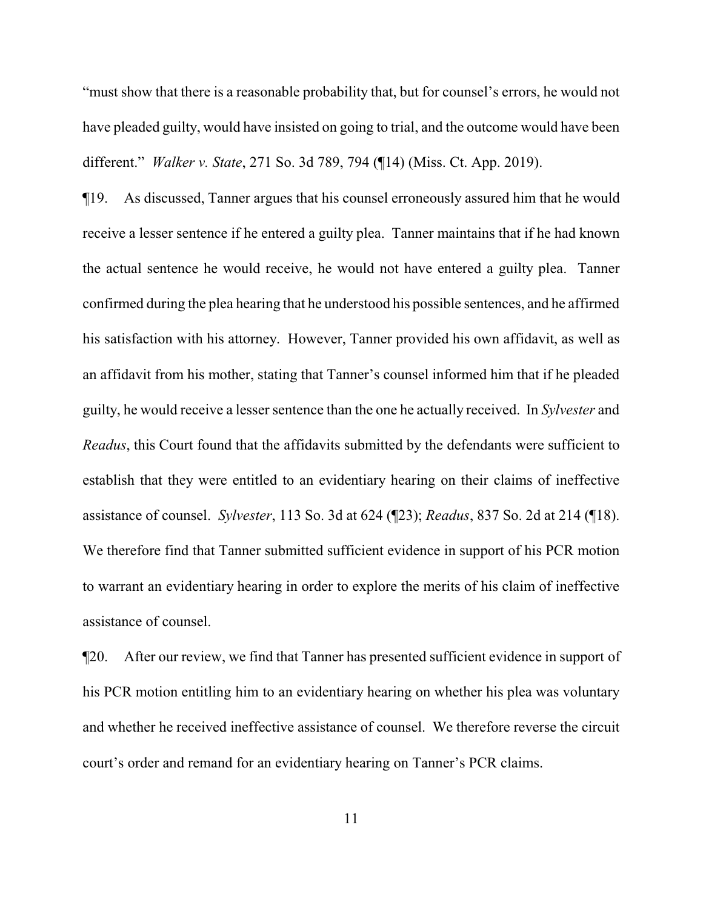"must show that there is a reasonable probability that, but for counsel's errors, he would not have pleaded guilty, would have insisted on going to trial, and the outcome would have been different." *Walker v. State*, 271 So. 3d 789, 794 (¶14) (Miss. Ct. App. 2019).

¶19. As discussed, Tanner argues that his counsel erroneously assured him that he would receive a lesser sentence if he entered a guilty plea. Tanner maintains that if he had known the actual sentence he would receive, he would not have entered a guilty plea. Tanner confirmed during the plea hearing that he understood his possible sentences, and he affirmed his satisfaction with his attorney. However, Tanner provided his own affidavit, as well as an affidavit from his mother, stating that Tanner's counsel informed him that if he pleaded guilty, he would receive a lesser sentence than the one he actually received. In *Sylvester* and *Readus*, this Court found that the affidavits submitted by the defendants were sufficient to establish that they were entitled to an evidentiary hearing on their claims of ineffective assistance of counsel. *Sylvester*, 113 So. 3d at 624 (¶23); *Readus*, 837 So. 2d at 214 (¶18). We therefore find that Tanner submitted sufficient evidence in support of his PCR motion to warrant an evidentiary hearing in order to explore the merits of his claim of ineffective assistance of counsel.

¶20. After our review, we find that Tanner has presented sufficient evidence in support of his PCR motion entitling him to an evidentiary hearing on whether his plea was voluntary and whether he received ineffective assistance of counsel. We therefore reverse the circuit court's order and remand for an evidentiary hearing on Tanner's PCR claims.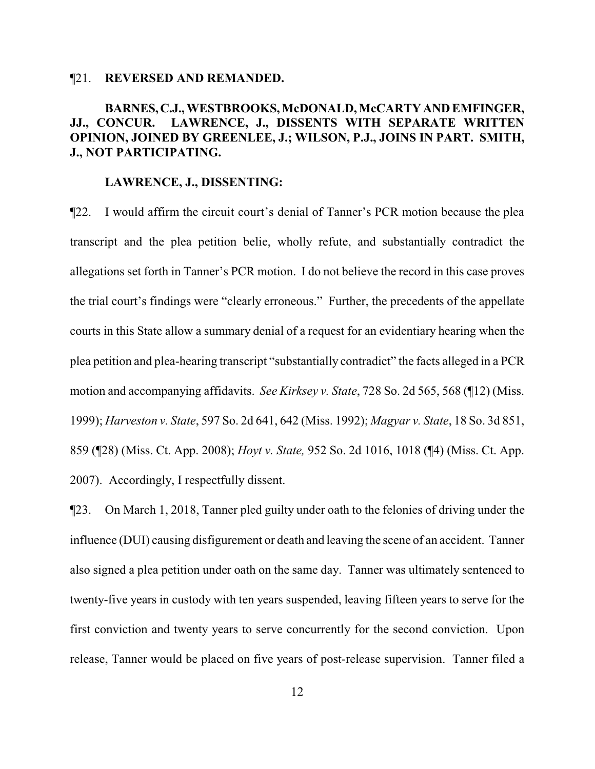¶21. **REVERSED AND REMANDED.**

**BARNES, C.J., WESTBROOKS, McDONALD, McCARTY AND EMFINGER, JJ., CONCUR. LAWRENCE, J., DISSENTS WITH SEPARATE WRITTEN OPINION, JOINED BY GREENLEE, J.; WILSON, P.J., JOINS IN PART. SMITH, J., NOT PARTICIPATING.**

**LAWRENCE, J., DISSENTING:**

¶22. I would affirm the circuit court's denial of Tanner's PCR motion because the plea transcript and the plea petition belie, wholly refute, and substantially contradict the allegations set forth in Tanner's PCR motion. I do not believe the record in this case proves the trial court's findings were "clearly erroneous." Further, the precedents of the appellate courts in this State allow a summary denial of a request for an evidentiary hearing when the plea petition and plea-hearing transcript "substantially contradict" the facts alleged in a PCR motion and accompanying affidavits. *See Kirksey v. State*, 728 So. 2d 565, 568 (¶12) (Miss. 1999); *Harveston v. State*, 597 So. 2d 641, 642 (Miss. 1992); *Magyar v. State*, 18 So. 3d 851, 859 (¶28) (Miss. Ct. App. 2008); *Hoyt v. State,* 952 So. 2d 1016, 1018 (¶4) (Miss. Ct. App. 2007). Accordingly, I respectfully dissent.

¶23. On March 1, 2018, Tanner pled guilty under oath to the felonies of driving under the influence (DUI) causing disfigurement or death and leaving the scene of an accident. Tanner also signed a plea petition under oath on the same day. Tanner was ultimately sentenced to twenty-five years in custody with ten years suspended, leaving fifteen years to serve for the first conviction and twenty years to serve concurrently for the second conviction. Upon release, Tanner would be placed on five years of post-release supervision. Tanner filed a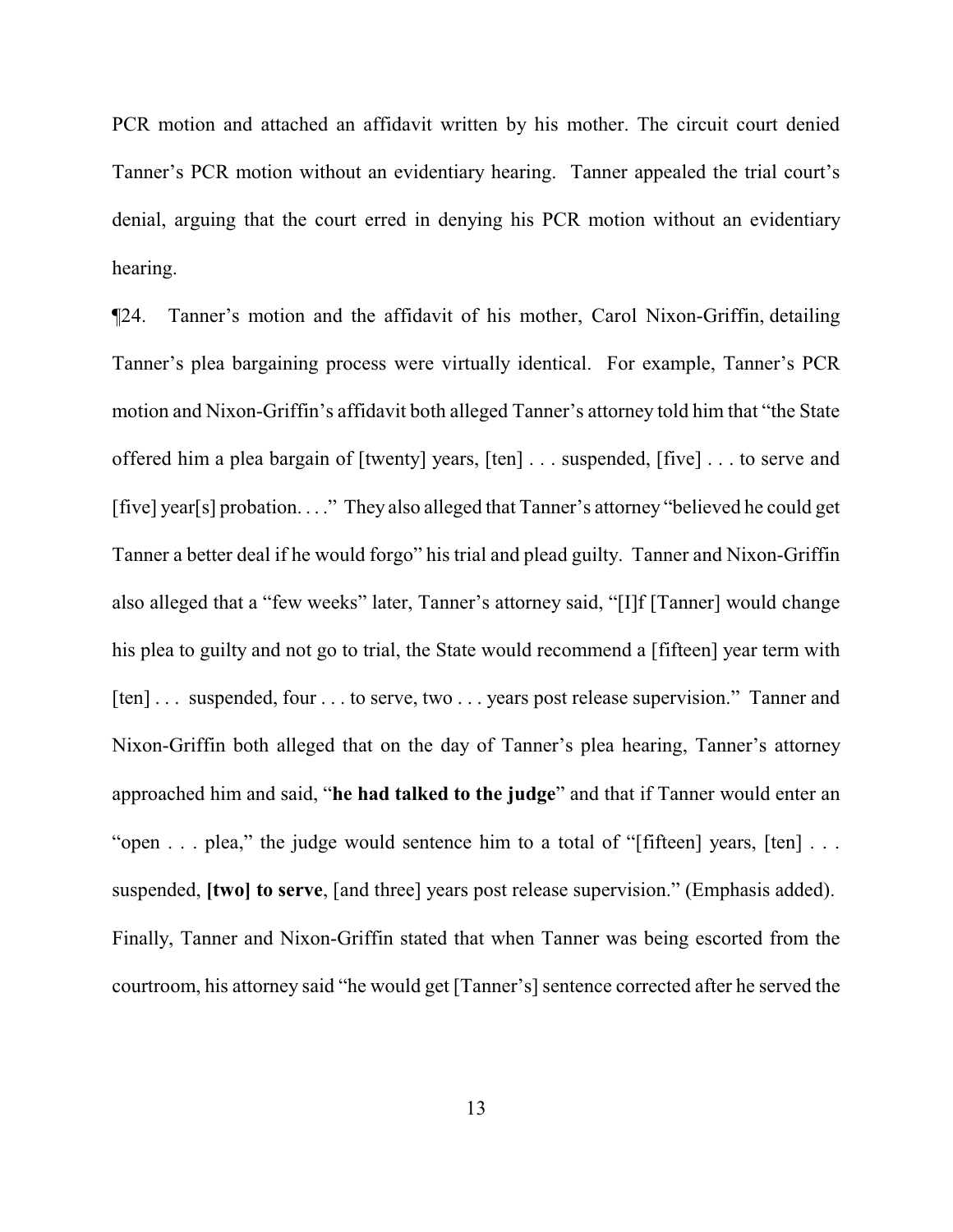PCR motion and attached an affidavit written by his mother. The circuit court denied Tanner's PCR motion without an evidentiary hearing. Tanner appealed the trial court's denial, arguing that the court erred in denying his PCR motion without an evidentiary hearing.

¶24. Tanner's motion and the affidavit of his mother, Carol Nixon-Griffin, detailing Tanner's plea bargaining process were virtually identical. For example, Tanner's PCR motion and Nixon-Griffin's affidavit both alleged Tanner's attorney told him that "the State offered him a plea bargain of [twenty] years, [ten] . . . suspended, [five] . . . to serve and [five] year[s] probation. . . ." They also alleged that Tanner's attorney "believed he could get Tanner a better deal if he would forgo" his trial and plead guilty. Tanner and Nixon-Griffin also alleged that a "few weeks" later, Tanner's attorney said, "[I]f [Tanner] would change his plea to guilty and not go to trial, the State would recommend a [fifteen] year term with [ten] . . . suspended, four . . . to serve, two . . . years post release supervision." Tanner and Nixon-Griffin both alleged that on the day of Tanner's plea hearing, Tanner's attorney approached him and said, "**he had talked to the judge**" and that if Tanner would enter an "open . . . plea," the judge would sentence him to a total of "[fifteen] years, [ten] . . . suspended, **[two] to serve**, [and three] years post release supervision." (Emphasis added). Finally, Tanner and Nixon-Griffin stated that when Tanner was being escorted from the courtroom, his attorney said "he would get [Tanner's] sentence corrected after he served the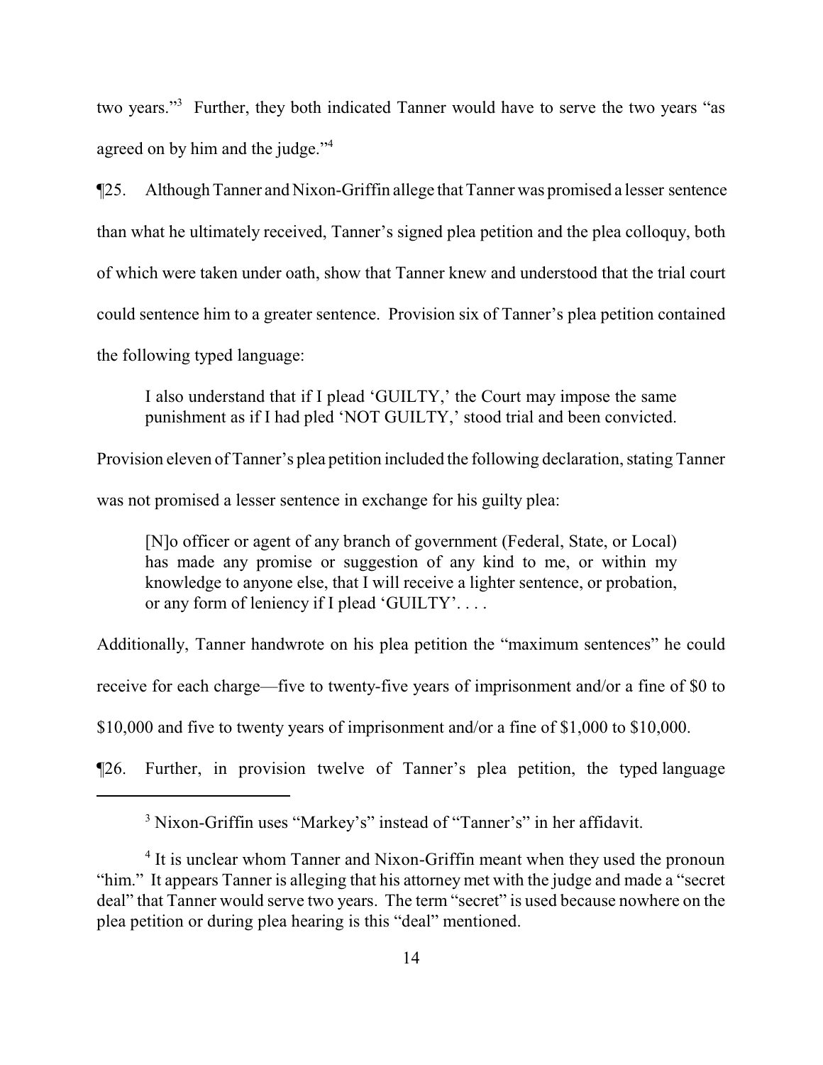two years."[3] Further, they both indicated Tanner would have to serve the two years "as agreed on by him and the judge."[4]

¶25. Although Tanner and Nixon-Griffin allege that Tanner was promised a lesser sentence than what he ultimately received, Tanner's signed plea petition and the plea colloquy, both of which were taken under oath, show that Tanner knew and understood that the trial court could sentence him to a greater sentence. Provision six of Tanner's plea petition contained the following typed language:

> I also understand that if I plead 'GUILTY,' the Court may impose the same punishment as if I had pled 'NOT GUILTY,' stood trial and been convicted.

Provision eleven of Tanner's plea petition included the following declaration, stating Tanner was not promised a lesser sentence in exchange for his guilty plea:

> [N]o officer or agent of any branch of government (Federal, State, or Local) has made any promise or suggestion of any kind to me, or within my knowledge to anyone else, that I will receive a lighter sentence, or probation, or any form of leniency if I plead 'GUILTY'. . . .

Additionally, Tanner handwrote on his plea petition the "maximum sentences" he could receive for each charge—five to twenty-five years of imprisonment and/or a fine of $0 to $10,000 and five to twenty years of imprisonment and/or a fine of $1,000 to $10,000.

¶26. Further, in provision twelve of Tanner's plea petition, the typed language

---

[3] Nixon-Griffin uses "Markey's" instead of "Tanner's" in her affidavit.

[4] It is unclear whom Tanner and Nixon-Griffin meant when they used the pronoun "him." It appears Tanner is alleging that his attorney met with the judge and made a "secret deal" that Tanner would serve two years. The term "secret" is used because nowhere on the plea petition or during plea hearing is this "deal" mentioned.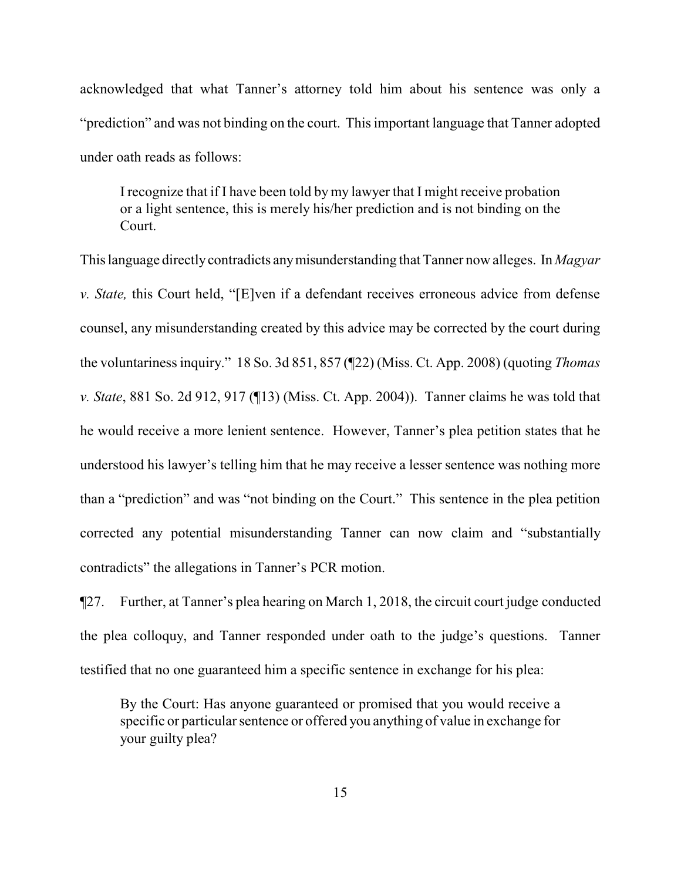acknowledged that what Tanner's attorney told him about his sentence was only a "prediction" and was not binding on the court. This important language that Tanner adopted under oath reads as follows:

> I recognize that if I have been told by my lawyer that I might receive probation or a light sentence, this is merely his/her prediction and is not binding on the Court.

This language directly contradicts any misunderstanding that Tanner now alleges. In *Magyar v. State,* this Court held, "[E]ven if a defendant receives erroneous advice from defense counsel, any misunderstanding created by this advice may be corrected by the court during the voluntariness inquiry." 18 So. 3d 851, 857 (¶22) (Miss. Ct. App. 2008) (quoting *Thomas v. State*, 881 So. 2d 912, 917 (¶13) (Miss. Ct. App. 2004)). Tanner claims he was told that he would receive a more lenient sentence. However, Tanner's plea petition states that he understood his lawyer's telling him that he may receive a lesser sentence was nothing more than a "prediction" and was "not binding on the Court." This sentence in the plea petition corrected any potential misunderstanding Tanner can now claim and "substantially contradicts" the allegations in Tanner's PCR motion.

¶27. Further, at Tanner's plea hearing on March 1, 2018, the circuit court judge conducted the plea colloquy, and Tanner responded under oath to the judge's questions. Tanner testified that no one guaranteed him a specific sentence in exchange for his plea:

> By the Court: Has anyone guaranteed or promised that you would receive a specific or particular sentence or offered you anything of value in exchange for your guilty plea?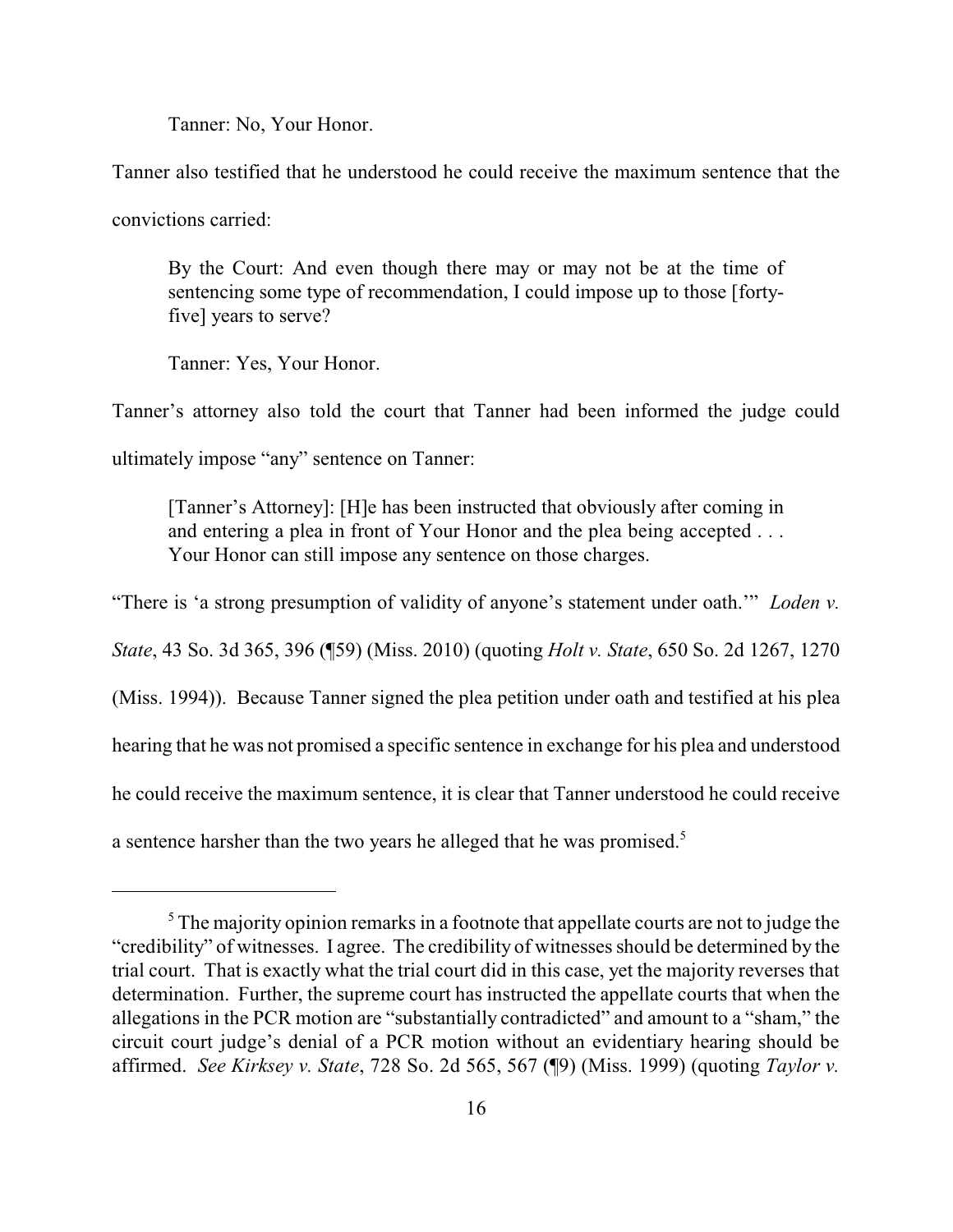Tanner: No, Your Honor.

Tanner also testified that he understood he could receive the maximum sentence that the convictions carried:

> By the Court: And even though there may or may not be at the time of sentencing some type of recommendation, I could impose up to those [forty-five] years to serve?
>
> Tanner: Yes, Your Honor.

Tanner's attorney also told the court that Tanner had been informed the judge could ultimately impose "any" sentence on Tanner:

> [Tanner's Attorney]: [H]e has been instructed that obviously after coming in and entering a plea in front of Your Honor and the plea being accepted . . . Your Honor can still impose any sentence on those charges.

"There is 'a strong presumption of validity of anyone's statement under oath.'" *Loden v. State*, 43 So. 3d 365, 396 (¶59) (Miss. 2010) (quoting *Holt v. State*, 650 So. 2d 1267, 1270 (Miss. 1994)). Because Tanner signed the plea petition under oath and testified at his plea hearing that he was not promised a specific sentence in exchange for his plea and understood he could receive the maximum sentence, it is clear that Tanner understood he could receive a sentence harsher than the two years he alleged that he was promised.[5]

---

[5] The majority opinion remarks in a footnote that appellate courts are not to judge the "credibility" of witnesses. I agree. The credibility of witnesses should be determined by the trial court. That is exactly what the trial court did in this case, yet the majority reverses that determination. Further, the supreme court has instructed the appellate courts that when the allegations in the PCR motion are "substantially contradicted" and amount to a "sham," the circuit court judge's denial of a PCR motion without an evidentiary hearing should be affirmed. *See Kirksey v. State*, 728 So. 2d 565, 567 (¶9) (Miss. 1999) (quoting *Taylor v.*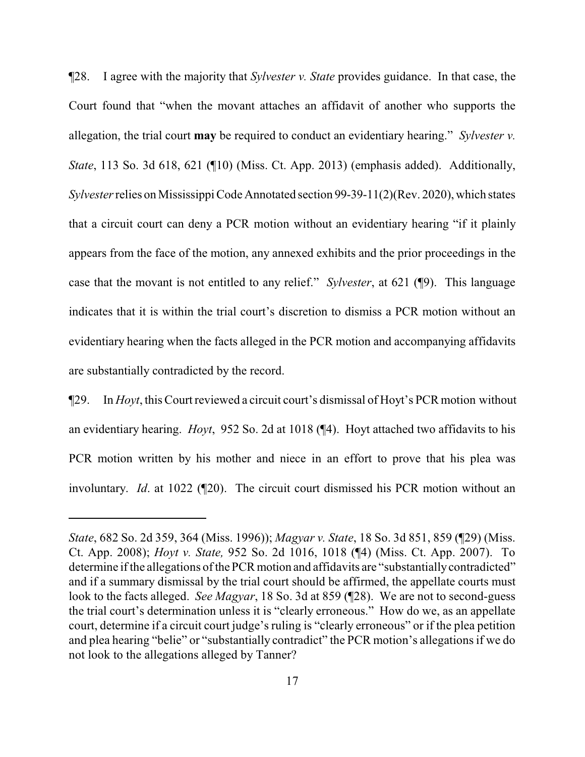¶28. I agree with the majority that *Sylvester v. State* provides guidance. In that case, the Court found that "when the movant attaches an affidavit of another who supports the allegation, the trial court **may** be required to conduct an evidentiary hearing." *Sylvester v. State*, 113 So. 3d 618, 621 (¶10) (Miss. Ct. App. 2013) (emphasis added). Additionally, *Sylvester* relies on Mississippi Code Annotated section 99-39-11(2)(Rev. 2020), which states that a circuit court can deny a PCR motion without an evidentiary hearing "if it plainly appears from the face of the motion, any annexed exhibits and the prior proceedings in the case that the movant is not entitled to any relief." *Sylvester*, at 621 (¶9). This language indicates that it is within the trial court's discretion to dismiss a PCR motion without an evidentiary hearing when the facts alleged in the PCR motion and accompanying affidavits are substantially contradicted by the record.

¶29. In *Hoyt*, this Court reviewed a circuit court's dismissal of Hoyt's PCR motion without an evidentiary hearing. *Hoyt*, 952 So. 2d at 1018 (¶4). Hoyt attached two affidavits to his PCR motion written by his mother and niece in an effort to prove that his plea was involuntary. *Id*. at 1022 (¶20). The circuit court dismissed his PCR motion without an

---

*State*, 682 So. 2d 359, 364 (Miss. 1996)); *Magyar v. State*, 18 So. 3d 851, 859 (¶29) (Miss. Ct. App. 2008); *Hoyt v. State,* 952 So. 2d 1016, 1018 (¶4) (Miss. Ct. App. 2007). To determine if the allegations of the PCR motion and affidavits are "substantially contradicted" and if a summary dismissal by the trial court should be affirmed, the appellate courts must look to the facts alleged. *See Magyar*, 18 So. 3d at 859 (¶28). We are not to second-guess the trial court's determination unless it is "clearly erroneous." How do we, as an appellate court, determine if a circuit court judge's ruling is "clearly erroneous" or if the plea petition and plea hearing "belie" or "substantially contradict" the PCR motion's allegations if we do not look to the allegations alleged by Tanner?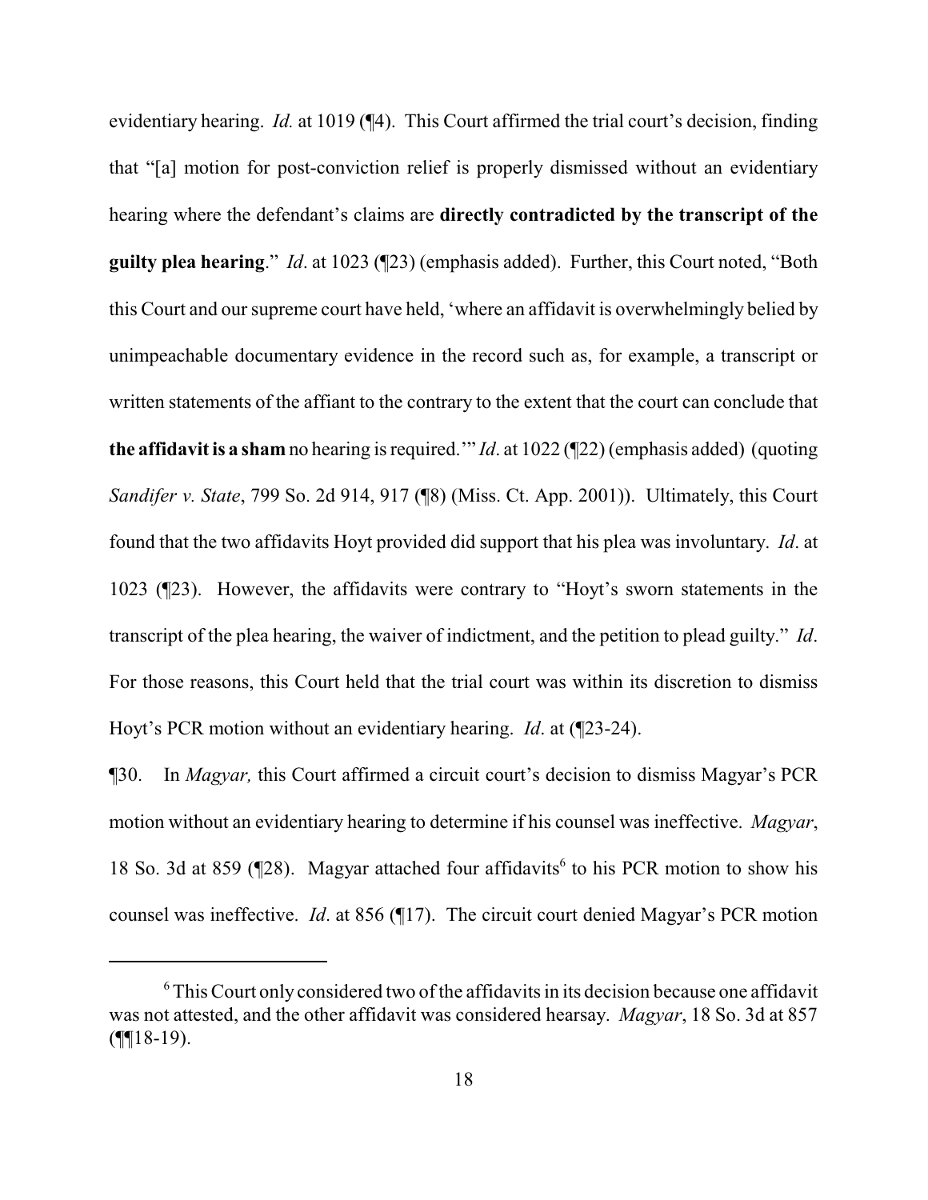evidentiary hearing. *Id.* at 1019 (¶4). This Court affirmed the trial court's decision, finding that "[a] motion for post-conviction relief is properly dismissed without an evidentiary hearing where the defendant's claims are **directly contradicted by the transcript of the guilty plea hearing**." *Id*. at 1023 (¶23) (emphasis added). Further, this Court noted, "Both this Court and our supreme court have held, 'where an affidavit is overwhelmingly belied by unimpeachable documentary evidence in the record such as, for example, a transcript or written statements of the affiant to the contrary to the extent that the court can conclude that **the affidavit is a sham** no hearing is required.'" *Id*. at 1022 (¶22) (emphasis added) (quoting *Sandifer v. State*, 799 So. 2d 914, 917 (¶8) (Miss. Ct. App. 2001)). Ultimately, this Court found that the two affidavits Hoyt provided did support that his plea was involuntary. *Id*. at 1023 (¶23). However, the affidavits were contrary to "Hoyt's sworn statements in the transcript of the plea hearing, the waiver of indictment, and the petition to plead guilty." *Id*. For those reasons, this Court held that the trial court was within its discretion to dismiss Hoyt's PCR motion without an evidentiary hearing. *Id*. at (¶23-24).

¶30. In *Magyar,* this Court affirmed a circuit court's decision to dismiss Magyar's PCR motion without an evidentiary hearing to determine if his counsel was ineffective. *Magyar*, 18 So. 3d at 859 (¶28). Magyar attached four affidavits[6] to his PCR motion to show his counsel was ineffective. *Id*. at 856 (¶17). The circuit court denied Magyar's PCR motion

[6] This Court only considered two of the affidavits in its decision because one affidavit was not attested, and the other affidavit was considered hearsay. *Magyar*, 18 So. 3d at 857 (¶¶18-19).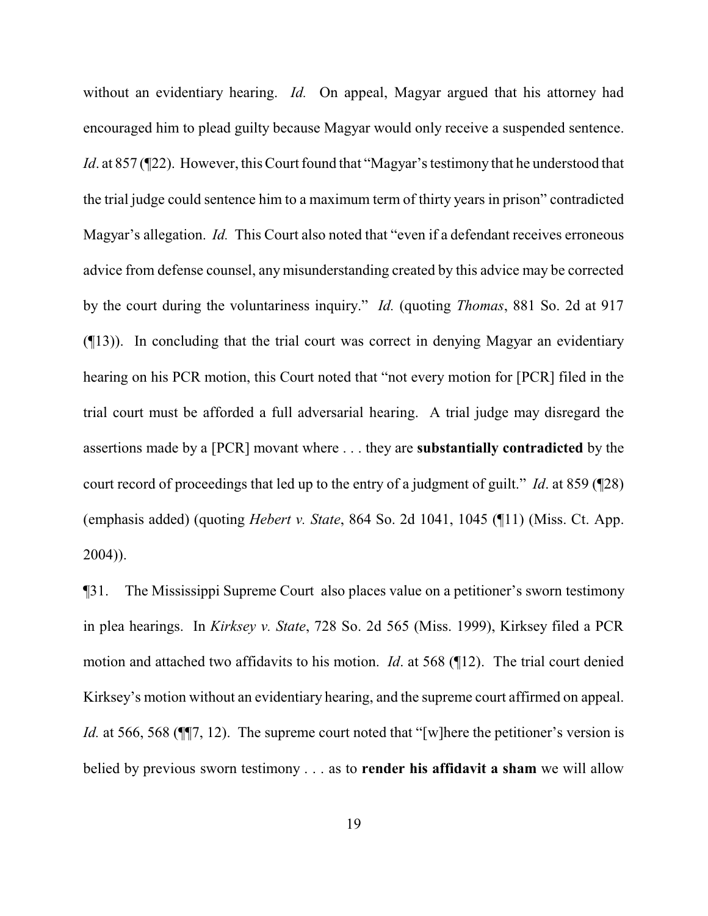without an evidentiary hearing. *Id.* On appeal, Magyar argued that his attorney had encouraged him to plead guilty because Magyar would only receive a suspended sentence. *Id*. at 857 (¶22). However, this Court found that "Magyar's testimony that he understood that the trial judge could sentence him to a maximum term of thirty years in prison" contradicted Magyar's allegation. *Id.* This Court also noted that "even if a defendant receives erroneous advice from defense counsel, any misunderstanding created by this advice may be corrected by the court during the voluntariness inquiry." *Id.* (quoting *Thomas*, 881 So. 2d at 917 (¶13)). In concluding that the trial court was correct in denying Magyar an evidentiary hearing on his PCR motion, this Court noted that "not every motion for [PCR] filed in the trial court must be afforded a full adversarial hearing. A trial judge may disregard the assertions made by a [PCR] movant where . . . they are **substantially contradicted** by the court record of proceedings that led up to the entry of a judgment of guilt." *Id*. at 859 (¶28) (emphasis added) (quoting *Hebert v. State*, 864 So. 2d 1041, 1045 (¶11) (Miss. Ct. App. 2004)).

¶31. The Mississippi Supreme Court also places value on a petitioner's sworn testimony in plea hearings. In *Kirksey v. State*, 728 So. 2d 565 (Miss. 1999), Kirksey filed a PCR motion and attached two affidavits to his motion. *Id*. at 568 (¶12). The trial court denied Kirksey's motion without an evidentiary hearing, and the supreme court affirmed on appeal. *Id.* at 566, 568 (¶¶7, 12). The supreme court noted that "[w]here the petitioner's version is belied by previous sworn testimony . . . as to **render his affidavit a sham** we will allow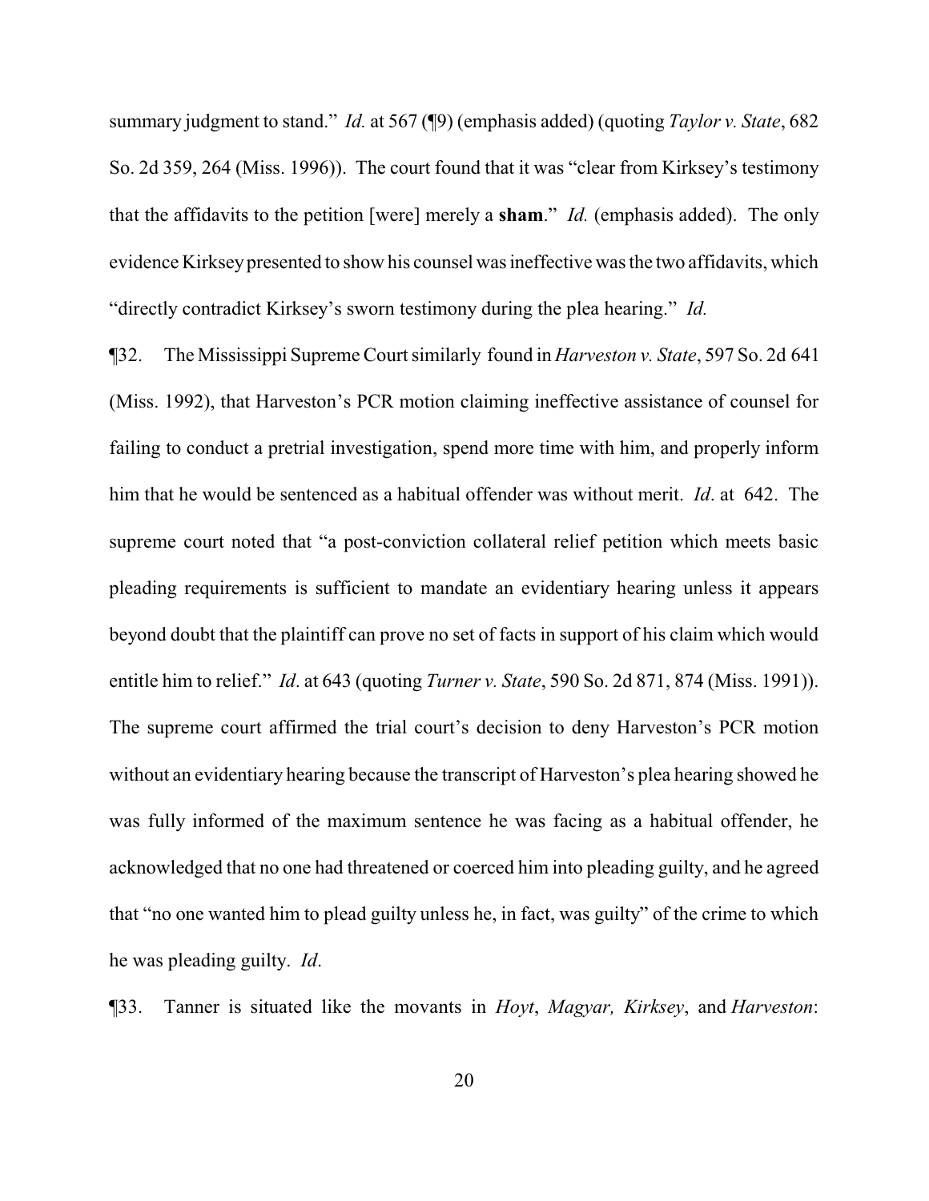summary judgment to stand." *Id.* at 567 (¶9) (emphasis added) (quoting *Taylor v. State*, 682 So. 2d 359, 264 (Miss. 1996)). The court found that it was "clear from Kirksey's testimony that the affidavits to the petition [were] merely a **sham**." *Id.* (emphasis added). The only evidence Kirksey presented to show his counsel was ineffective was the two affidavits, which "directly contradict Kirksey's sworn testimony during the plea hearing." *Id.*

¶32. The Mississippi Supreme Court similarly found in *Harveston v. State*, 597 So. 2d 641 (Miss. 1992), that Harveston's PCR motion claiming ineffective assistance of counsel for failing to conduct a pretrial investigation, spend more time with him, and properly inform him that he would be sentenced as a habitual offender was without merit. *Id*. at 642. The supreme court noted that "a post-conviction collateral relief petition which meets basic pleading requirements is sufficient to mandate an evidentiary hearing unless it appears beyond doubt that the plaintiff can prove no set of facts in support of his claim which would entitle him to relief." *Id*. at 643 (quoting *Turner v. State*, 590 So. 2d 871, 874 (Miss. 1991)). The supreme court affirmed the trial court's decision to deny Harveston's PCR motion without an evidentiary hearing because the transcript of Harveston's plea hearing showed he was fully informed of the maximum sentence he was facing as a habitual offender, he acknowledged that no one had threatened or coerced him into pleading guilty, and he agreed that "no one wanted him to plead guilty unless he, in fact, was guilty" of the crime to which he was pleading guilty. *Id*.

¶33. Tanner is situated like the movants in *Hoyt*, *Magyar, Kirksey*, and *Harveston*: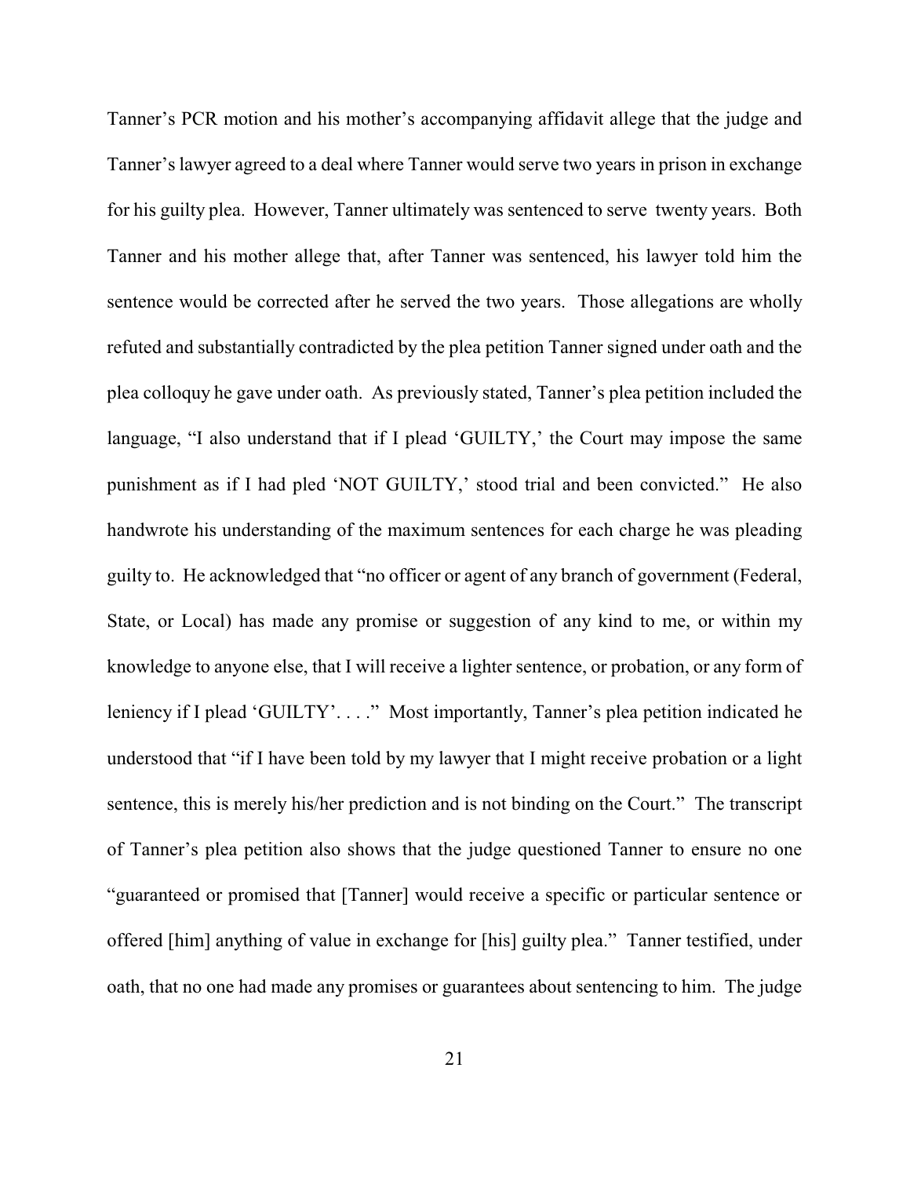Tanner's PCR motion and his mother's accompanying affidavit allege that the judge and Tanner's lawyer agreed to a deal where Tanner would serve two years in prison in exchange for his guilty plea. However, Tanner ultimately was sentenced to serve twenty years. Both Tanner and his mother allege that, after Tanner was sentenced, his lawyer told him the sentence would be corrected after he served the two years. Those allegations are wholly refuted and substantially contradicted by the plea petition Tanner signed under oath and the plea colloquy he gave under oath. As previously stated, Tanner's plea petition included the language, "I also understand that if I plead 'GUILTY,' the Court may impose the same punishment as if I had pled 'NOT GUILTY,' stood trial and been convicted." He also handwrote his understanding of the maximum sentences for each charge he was pleading guilty to. He acknowledged that "no officer or agent of any branch of government (Federal, State, or Local) has made any promise or suggestion of any kind to me, or within my knowledge to anyone else, that I will receive a lighter sentence, or probation, or any form of leniency if I plead 'GUILTY'. . . ." Most importantly, Tanner's plea petition indicated he understood that "if I have been told by my lawyer that I might receive probation or a light sentence, this is merely his/her prediction and is not binding on the Court." The transcript of Tanner's plea petition also shows that the judge questioned Tanner to ensure no one "guaranteed or promised that [Tanner] would receive a specific or particular sentence or offered [him] anything of value in exchange for [his] guilty plea." Tanner testified, under oath, that no one had made any promises or guarantees about sentencing to him. The judge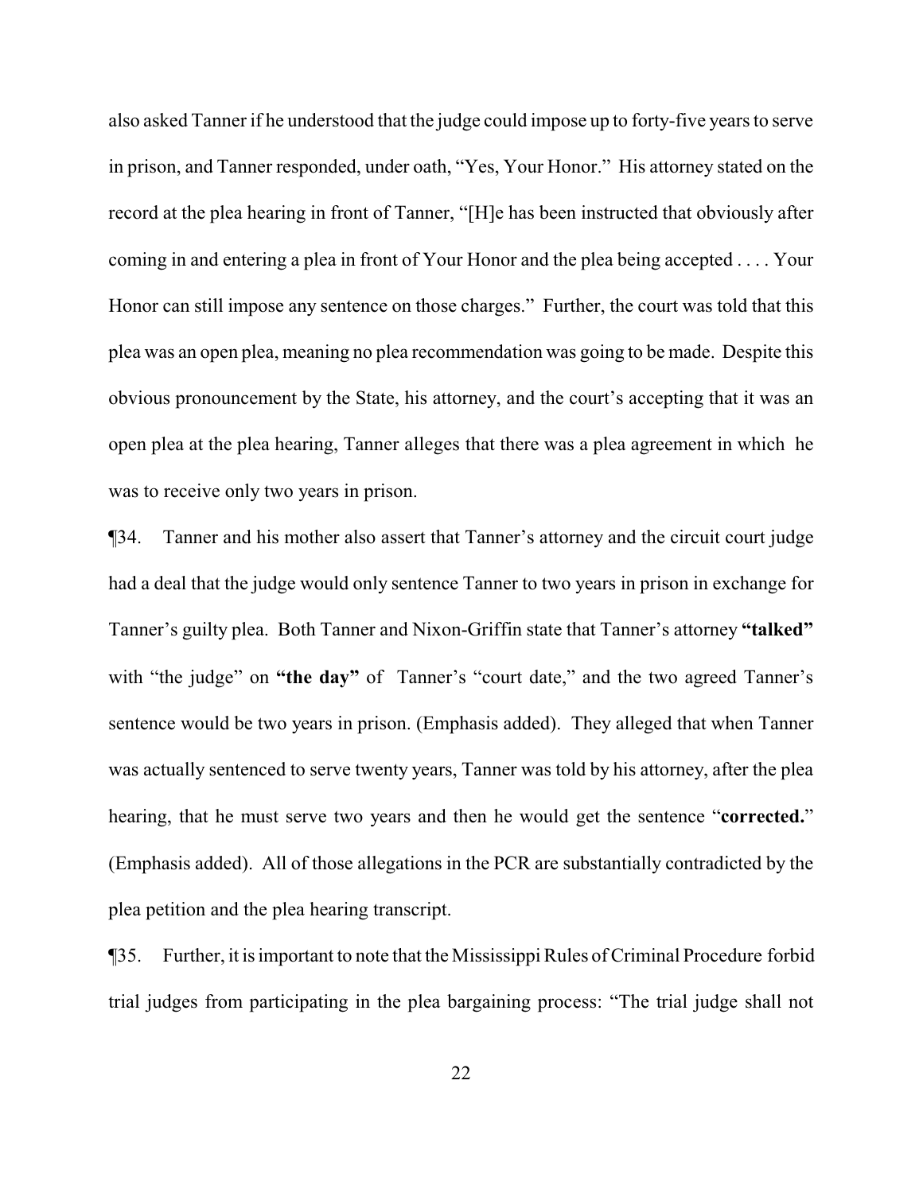also asked Tanner if he understood that the judge could impose up to forty-five years to serve in prison, and Tanner responded, under oath, "Yes, Your Honor." His attorney stated on the record at the plea hearing in front of Tanner, "[H]e has been instructed that obviously after coming in and entering a plea in front of Your Honor and the plea being accepted . . . . Your Honor can still impose any sentence on those charges." Further, the court was told that this plea was an open plea, meaning no plea recommendation was going to be made. Despite this obvious pronouncement by the State, his attorney, and the court's accepting that it was an open plea at the plea hearing, Tanner alleges that there was a plea agreement in which he was to receive only two years in prison.

¶34. Tanner and his mother also assert that Tanner's attorney and the circuit court judge had a deal that the judge would only sentence Tanner to two years in prison in exchange for Tanner's guilty plea. Both Tanner and Nixon-Griffin state that Tanner's attorney **"talked"** with "the judge" on **"the day"** of Tanner's "court date," and the two agreed Tanner's sentence would be two years in prison. (Emphasis added). They alleged that when Tanner was actually sentenced to serve twenty years, Tanner was told by his attorney, after the plea hearing, that he must serve two years and then he would get the sentence "**corrected.**" (Emphasis added). All of those allegations in the PCR are substantially contradicted by the plea petition and the plea hearing transcript.

¶35. Further, it is important to note that the Mississippi Rules of Criminal Procedure forbid trial judges from participating in the plea bargaining process: "The trial judge shall not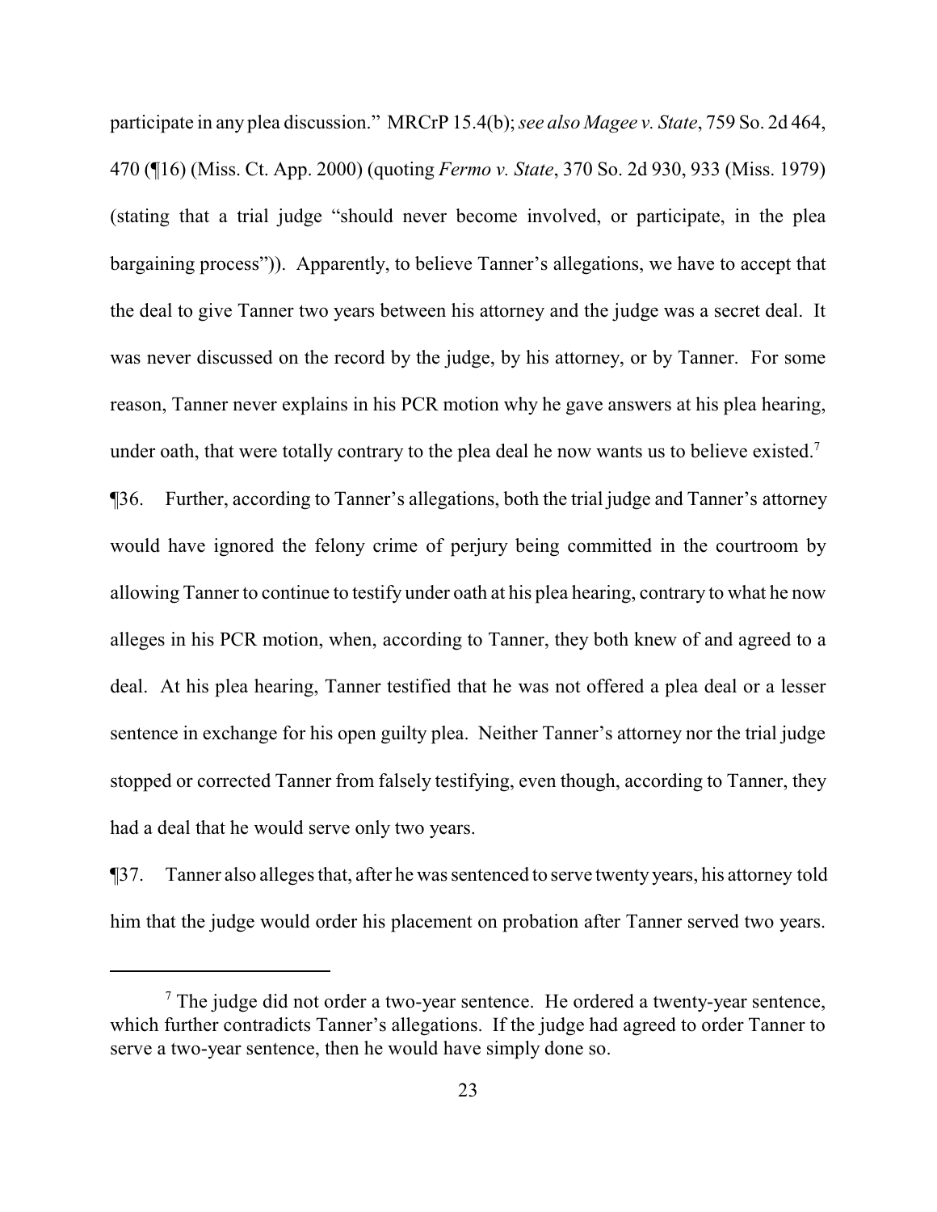participate in any plea discussion." MRCrP 15.4(b); *see also Magee v. State*, 759 So. 2d 464, 470 (¶16) (Miss. Ct. App. 2000) (quoting *Fermo v. State*, 370 So. 2d 930, 933 (Miss. 1979) (stating that a trial judge "should never become involved, or participate, in the plea bargaining process")). Apparently, to believe Tanner's allegations, we have to accept that the deal to give Tanner two years between his attorney and the judge was a secret deal. It was never discussed on the record by the judge, by his attorney, or by Tanner. For some reason, Tanner never explains in his PCR motion why he gave answers at his plea hearing, under oath, that were totally contrary to the plea deal he now wants us to believe existed.[7]

¶36. Further, according to Tanner's allegations, both the trial judge and Tanner's attorney would have ignored the felony crime of perjury being committed in the courtroom by allowing Tanner to continue to testify under oath at his plea hearing, contrary to what he now alleges in his PCR motion, when, according to Tanner, they both knew of and agreed to a deal. At his plea hearing, Tanner testified that he was not offered a plea deal or a lesser sentence in exchange for his open guilty plea. Neither Tanner's attorney nor the trial judge stopped or corrected Tanner from falsely testifying, even though, according to Tanner, they had a deal that he would serve only two years.

¶37. Tanner also alleges that, after he was sentenced to serve twenty years, his attorney told him that the judge would order his placement on probation after Tanner served two years.

[7] The judge did not order a two-year sentence. He ordered a twenty-year sentence, which further contradicts Tanner's allegations. If the judge had agreed to order Tanner to serve a two-year sentence, then he would have simply done so.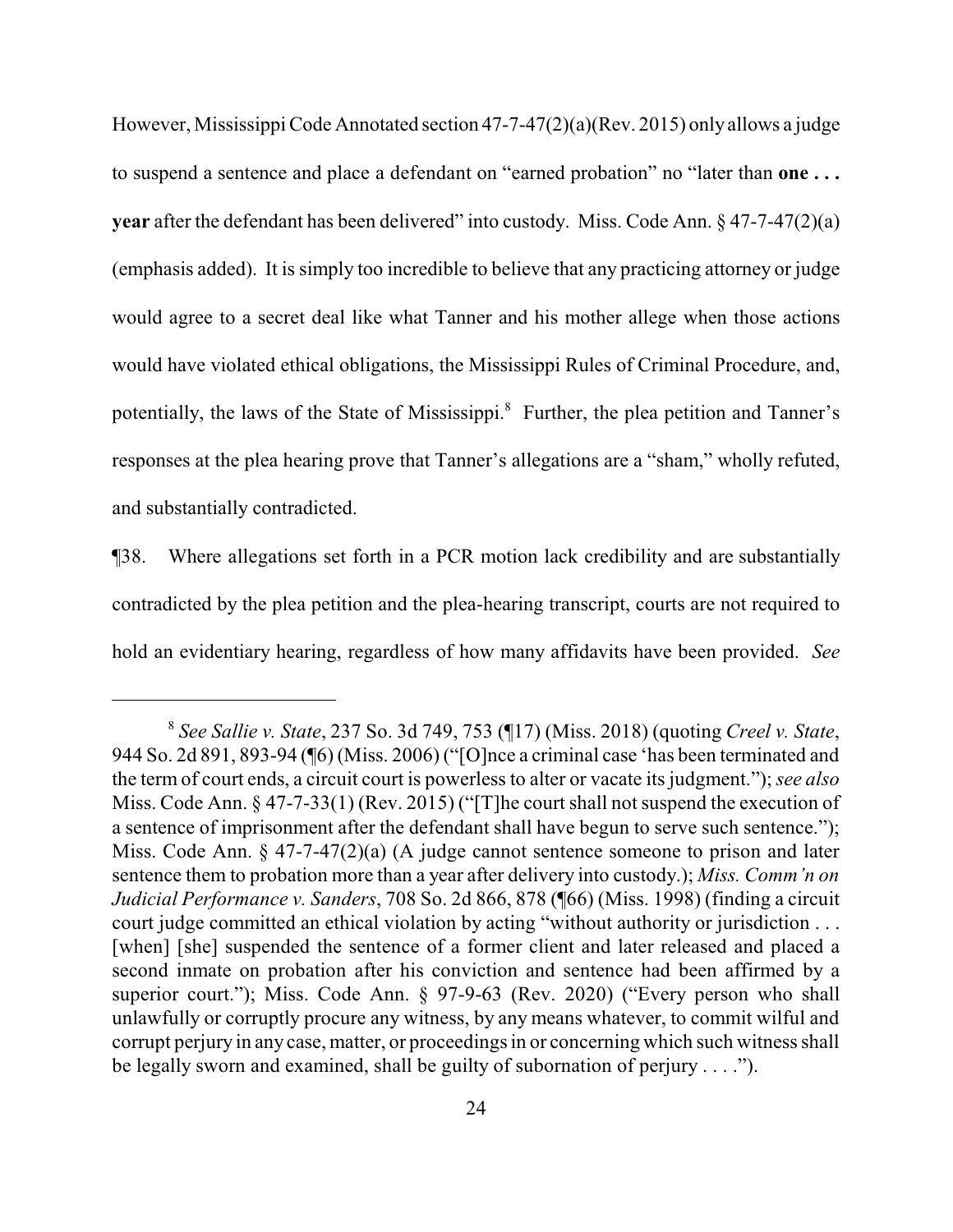However, Mississippi Code Annotated section 47-7-47(2)(a)(Rev. 2015) only allows a judge to suspend a sentence and place a defendant on "earned probation" no "later than **one . . . year** after the defendant has been delivered" into custody. Miss. Code Ann. § 47-7-47(2)(a) (emphasis added). It is simply too incredible to believe that any practicing attorney or judge would agree to a secret deal like what Tanner and his mother allege when those actions would have violated ethical obligations, the Mississippi Rules of Criminal Procedure, and, potentially, the laws of the State of Mississippi.[8] Further, the plea petition and Tanner's responses at the plea hearing prove that Tanner's allegations are a "sham," wholly refuted, and substantially contradicted.

¶38. Where allegations set forth in a PCR motion lack credibility and are substantially contradicted by the plea petition and the plea-hearing transcript, courts are not required to hold an evidentiary hearing, regardless of how many affidavits have been provided. *See*

---

[8] *See Sallie v. State*, 237 So. 3d 749, 753 (¶17) (Miss. 2018) (quoting *Creel v. State*, 944 So. 2d 891, 893-94 (¶6) (Miss. 2006) ("[O]nce a criminal case 'has been terminated and the term of court ends, a circuit court is powerless to alter or vacate its judgment."); *see also* Miss. Code Ann. § 47-7-33(1) (Rev. 2015) ("[T]he court shall not suspend the execution of a sentence of imprisonment after the defendant shall have begun to serve such sentence."); Miss. Code Ann. § 47-7-47(2)(a) (A judge cannot sentence someone to prison and later sentence them to probation more than a year after delivery into custody.); *Miss. Comm'n on Judicial Performance v. Sanders*, 708 So. 2d 866, 878 (¶66) (Miss. 1998) (finding a circuit court judge committed an ethical violation by acting "without authority or jurisdiction . . . [when] [she] suspended the sentence of a former client and later released and placed a second inmate on probation after his conviction and sentence had been affirmed by a superior court."); Miss. Code Ann. § 97-9-63 (Rev. 2020) ("Every person who shall unlawfully or corruptly procure any witness, by any means whatever, to commit wilful and corrupt perjury in any case, matter, or proceedings in or concerning which such witness shall be legally sworn and examined, shall be guilty of subornation of perjury . . . .").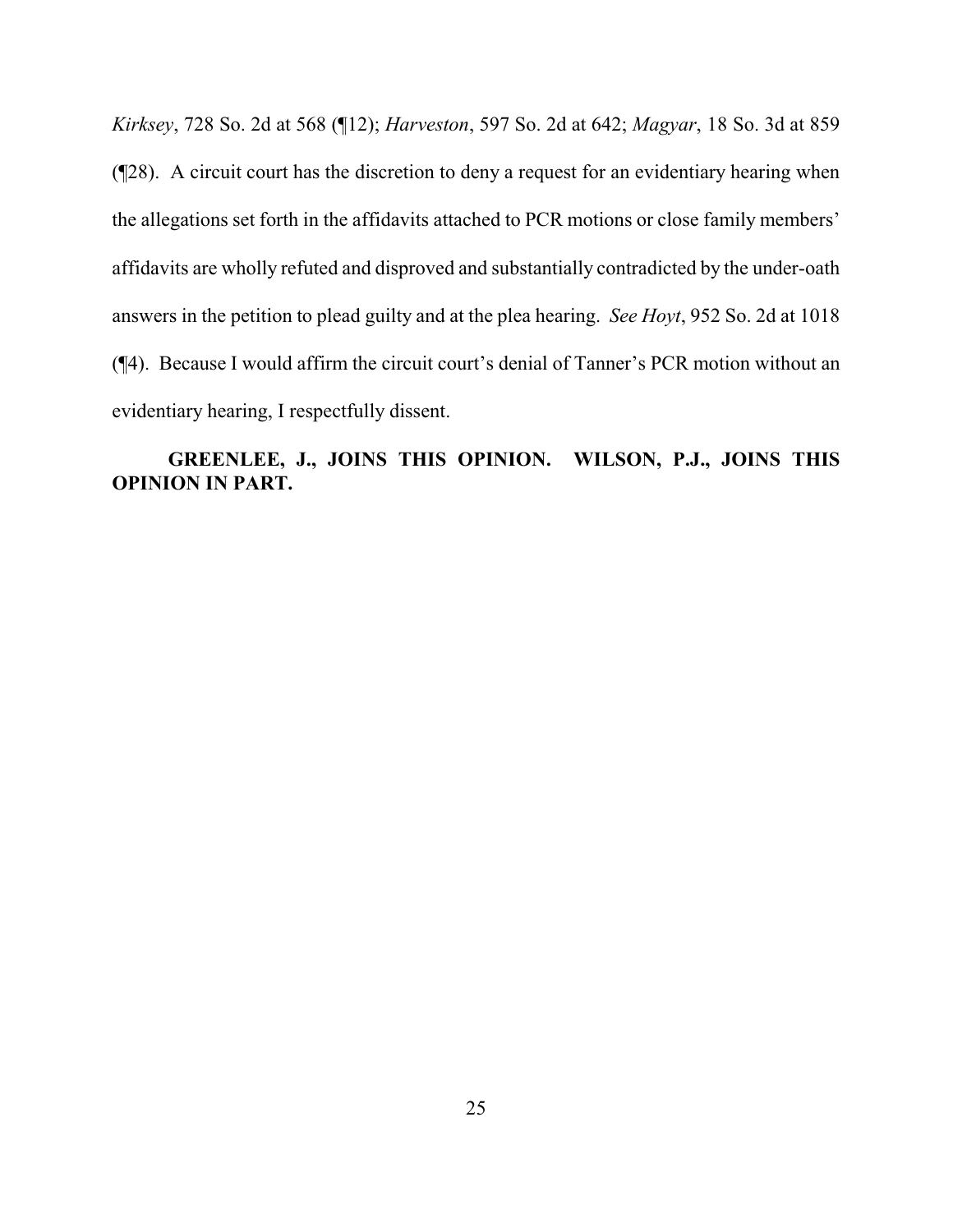*Kirksey*, 728 So. 2d at 568 (¶12); *Harveston*, 597 So. 2d at 642; *Magyar*, 18 So. 3d at 859 (¶28). A circuit court has the discretion to deny a request for an evidentiary hearing when the allegations set forth in the affidavits attached to PCR motions or close family members' affidavits are wholly refuted and disproved and substantially contradicted by the under-oath answers in the petition to plead guilty and at the plea hearing. *See Hoyt*, 952 So. 2d at 1018 (¶4). Because I would affirm the circuit court's denial of Tanner's PCR motion without an evidentiary hearing, I respectfully dissent.

**GREENLEE, J., JOINS THIS OPINION. WILSON, P.J., JOINS THIS OPINION IN PART.**